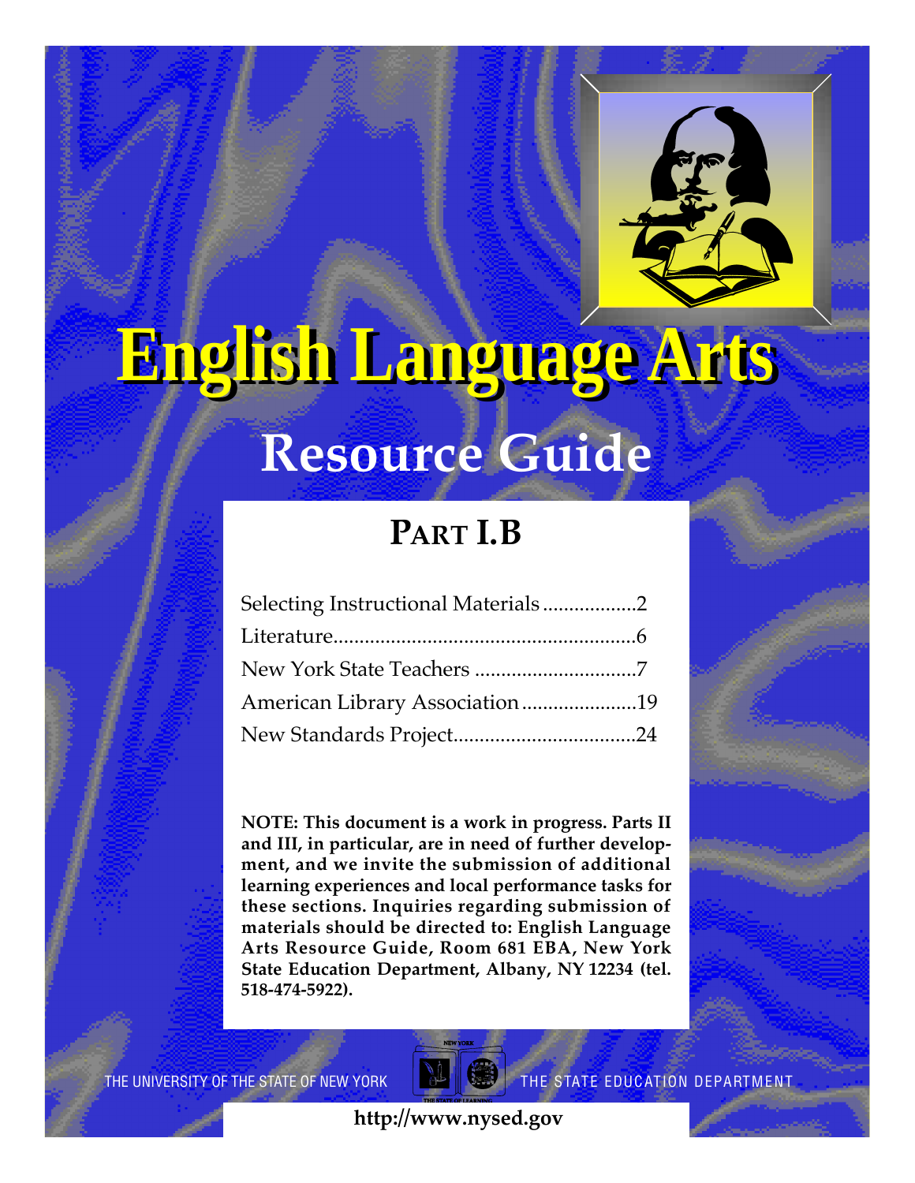# English Language Arts

## Resource Guide

### Part I.B

Selecting Instructional Materials..................2
Literature..........................................................6
New York State Teachers ...............................7
American Library Association......................19
New Standards Project...................................24

**NOTE: This document is a work in progress. Parts II and III, in particular, are in need of further development, and we invite the submission of additional learning experiences and local performance tasks for these sections. Inquiries regarding submission of materials should be directed to: English Language Arts Resource Guide, Room 681 EBA, New York State Education Department, Albany, NY 12234 (tel. 518-474-5922).**

THE UNIVERSITY OF THE STATE OF NEW YORK THE STATE EDUCATION DEPARTMENT

**http://www.nysed.gov**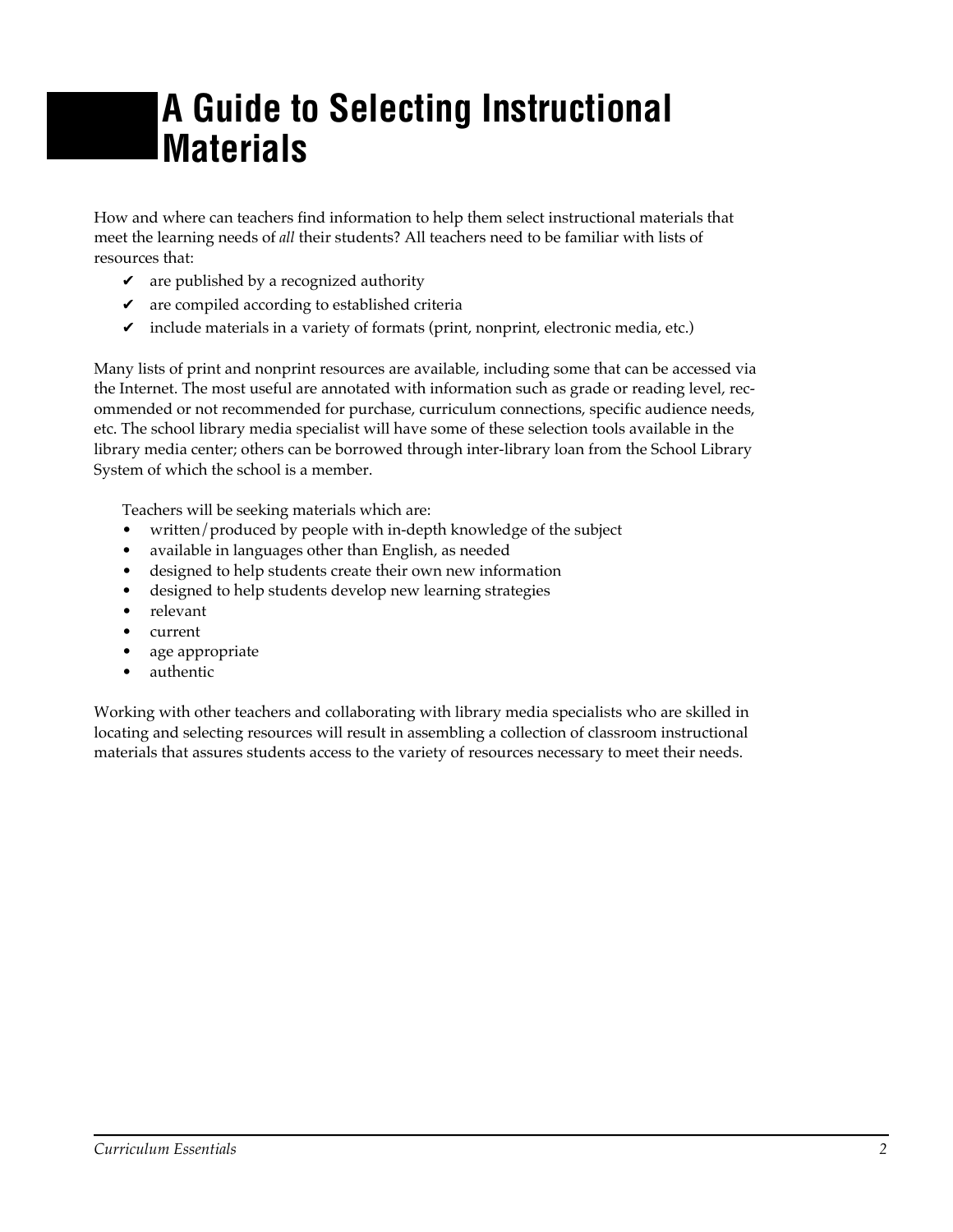# A Guide to Selecting Instructional Materials

How and where can teachers find information to help them select instructional materials that meet the learning needs of *all* their students? All teachers need to be familiar with lists of resources that:

- ✔ are published by a recognized authority
- ✔ are compiled according to established criteria
- ✔ include materials in a variety of formats (print, nonprint, electronic media, etc.)

Many lists of print and nonprint resources are available, including some that can be accessed via the Internet. The most useful are annotated with information such as grade or reading level, recommended or not recommended for purchase, curriculum connections, specific audience needs, etc. The school library media specialist will have some of these selection tools available in the library media center; others can be borrowed through inter-library loan from the School Library System of which the school is a member.

Teachers will be seeking materials which are:

- written/produced by people with in-depth knowledge of the subject
- available in languages other than English, as needed
- designed to help students create their own new information
- designed to help students develop new learning strategies
- relevant
- current
- age appropriate
- authentic

Working with other teachers and collaborating with library media specialists who are skilled in locating and selecting resources will result in assembling a collection of classroom instructional materials that assures students access to the variety of resources necessary to meet their needs.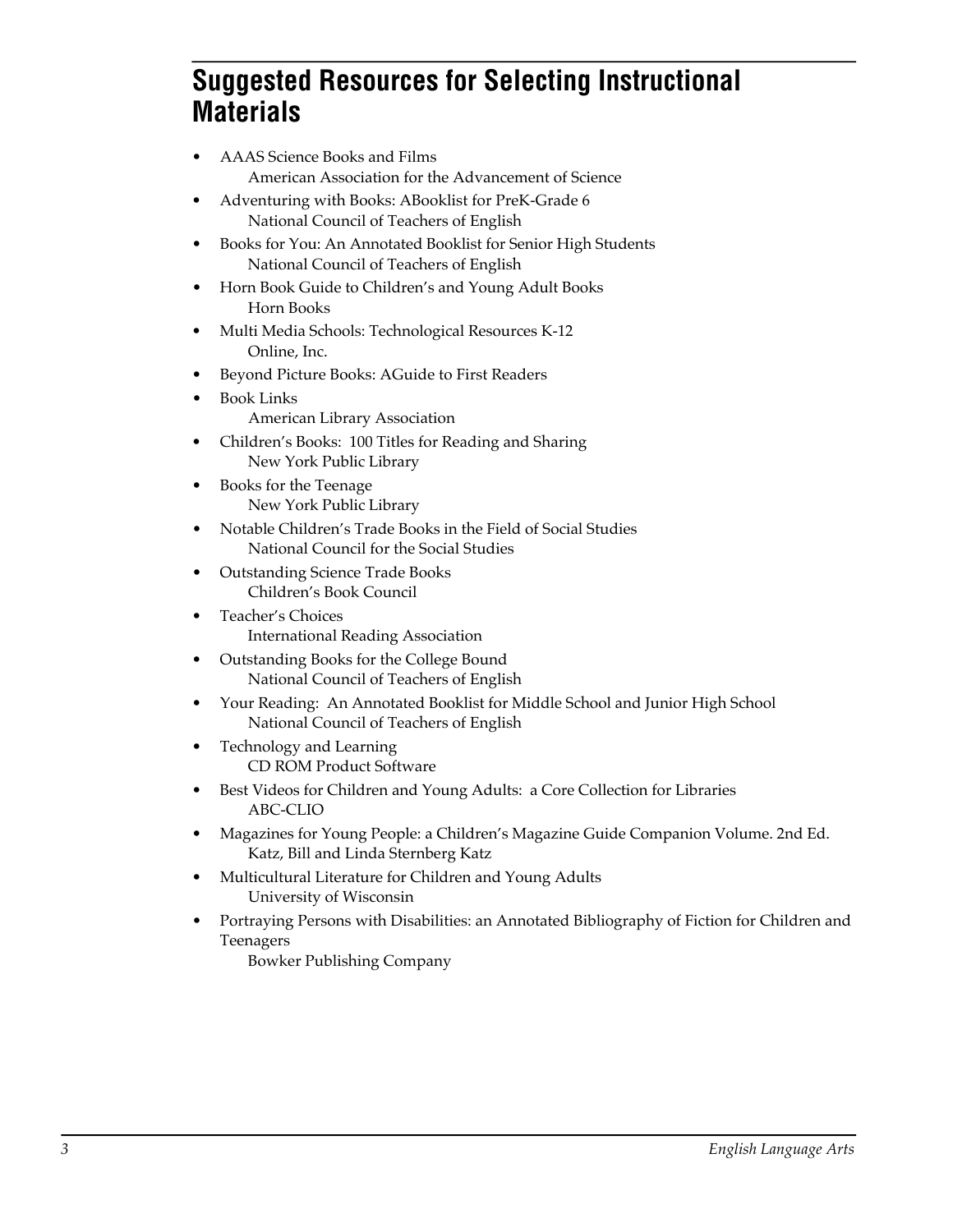# Suggested Resources for Selecting Instructional Materials

- AAAS Science Books and Films
  American Association for the Advancement of Science
- Adventuring with Books: ABooklist for PreK-Grade 6
  National Council of Teachers of English
- Books for You: An Annotated Booklist for Senior High Students
  National Council of Teachers of English
- Horn Book Guide to Children's and Young Adult Books
  Horn Books
- Multi Media Schools: Technological Resources K-12
  Online, Inc.
- Beyond Picture Books: AGuide to First Readers
- Book Links
  American Library Association
- Children's Books: 100 Titles for Reading and Sharing
  New York Public Library
- Books for the Teenage
  New York Public Library
- Notable Children's Trade Books in the Field of Social Studies
  National Council for the Social Studies
- Outstanding Science Trade Books
  Children's Book Council
- Teacher's Choices
  International Reading Association
- Outstanding Books for the College Bound
  National Council of Teachers of English
- Your Reading: An Annotated Booklist for Middle School and Junior High School
  National Council of Teachers of English
- Technology and Learning
  CD ROM Product Software
- Best Videos for Children and Young Adults: a Core Collection for Libraries
  ABC-CLIO
- Magazines for Young People: a Children's Magazine Guide Companion Volume. 2nd Ed.
  Katz, Bill and Linda Sternberg Katz
- Multicultural Literature for Children and Young Adults
  University of Wisconsin
- Portraying Persons with Disabilities: an Annotated Bibliography of Fiction for Children and Teenagers
  Bowker Publishing Company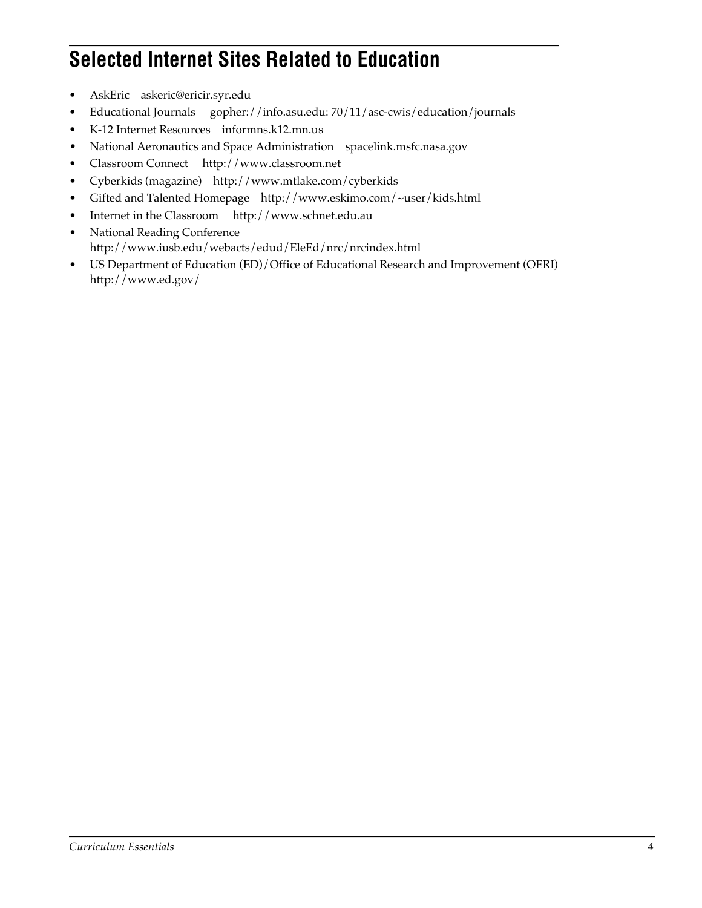## Selected Internet Sites Related to Education

- AskEric askeric@ericir.syr.edu
- Educational Journals gopher://info.asu.edu: 70/11/asc-cwis/education/journals
- K-12 Internet Resources informns.k12.mn.us
- National Aeronautics and Space Administration spacelink.msfc.nasa.gov
- Classroom Connect http://www.classroom.net
- Cyberkids (magazine) http://www.mtlake.com/cyberkids
- Gifted and Talented Homepage http://www.eskimo.com/~user/kids.html
- Internet in the Classroom http://www.schnet.edu.au
- National Reading Conference http://www.iusb.edu/webacts/edud/EleEd/nrc/nrcindex.html
- US Department of Education (ED)/Office of Educational Research and Improvement (OERI) http://www.ed.gov/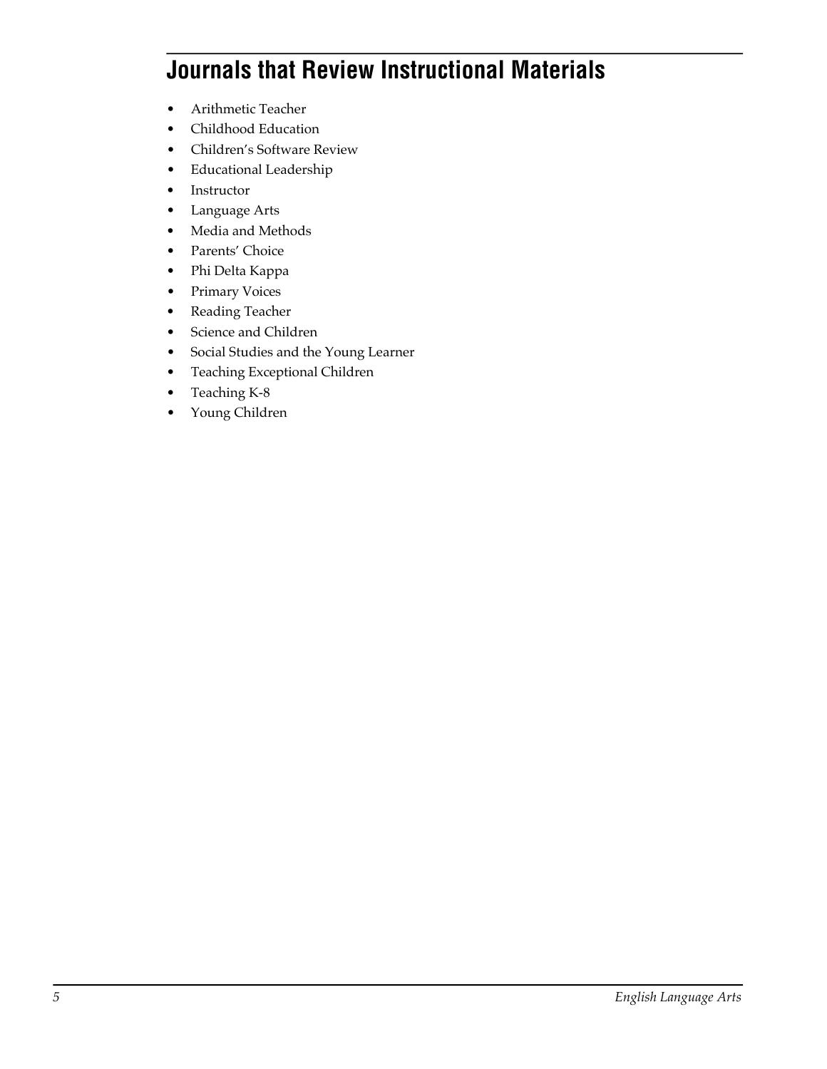## Journals that Review Instructional Materials

- Arithmetic Teacher
- Childhood Education
- Children's Software Review
- Educational Leadership
- Instructor
- Language Arts
- Media and Methods
- Parents' Choice
- Phi Delta Kappa
- Primary Voices
- Reading Teacher
- Science and Children
- Social Studies and the Young Learner
- Teaching Exceptional Children
- Teaching K-8
- Young Children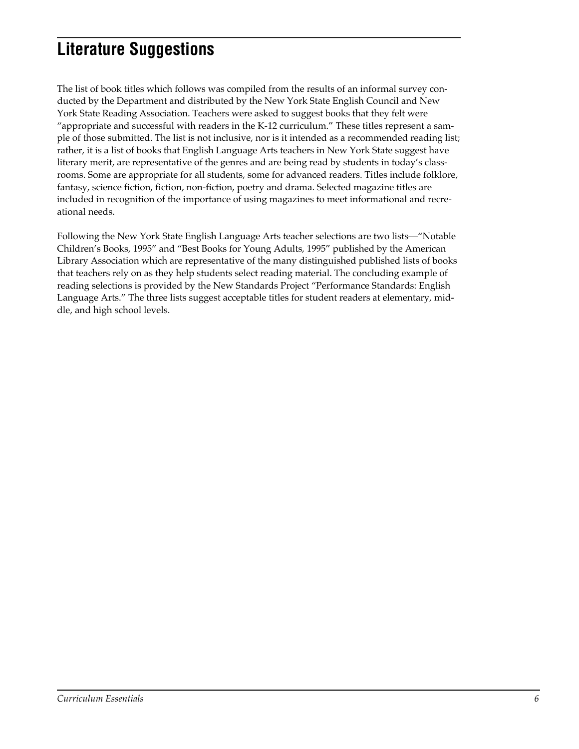## Literature Suggestions

The list of book titles which follows was compiled from the results of an informal survey conducted by the Department and distributed by the New York State English Council and New York State Reading Association. Teachers were asked to suggest books that they felt were "appropriate and successful with readers in the K-12 curriculum." These titles represent a sample of those submitted. The list is not inclusive, nor is it intended as a recommended reading list; rather, it is a list of books that English Language Arts teachers in New York State suggest have literary merit, are representative of the genres and are being read by students in today's classrooms. Some are appropriate for all students, some for advanced readers. Titles include folklore, fantasy, science fiction, fiction, non-fiction, poetry and drama. Selected magazine titles are included in recognition of the importance of using magazines to meet informational and recreational needs.

Following the New York State English Language Arts teacher selections are two lists—"Notable Children's Books, 1995" and "Best Books for Young Adults, 1995" published by the American Library Association which are representative of the many distinguished published lists of books that teachers rely on as they help students select reading material. The concluding example of reading selections is provided by the New Standards Project "Performance Standards: English Language Arts." The three lists suggest acceptable titles for student readers at elementary, middle, and high school levels.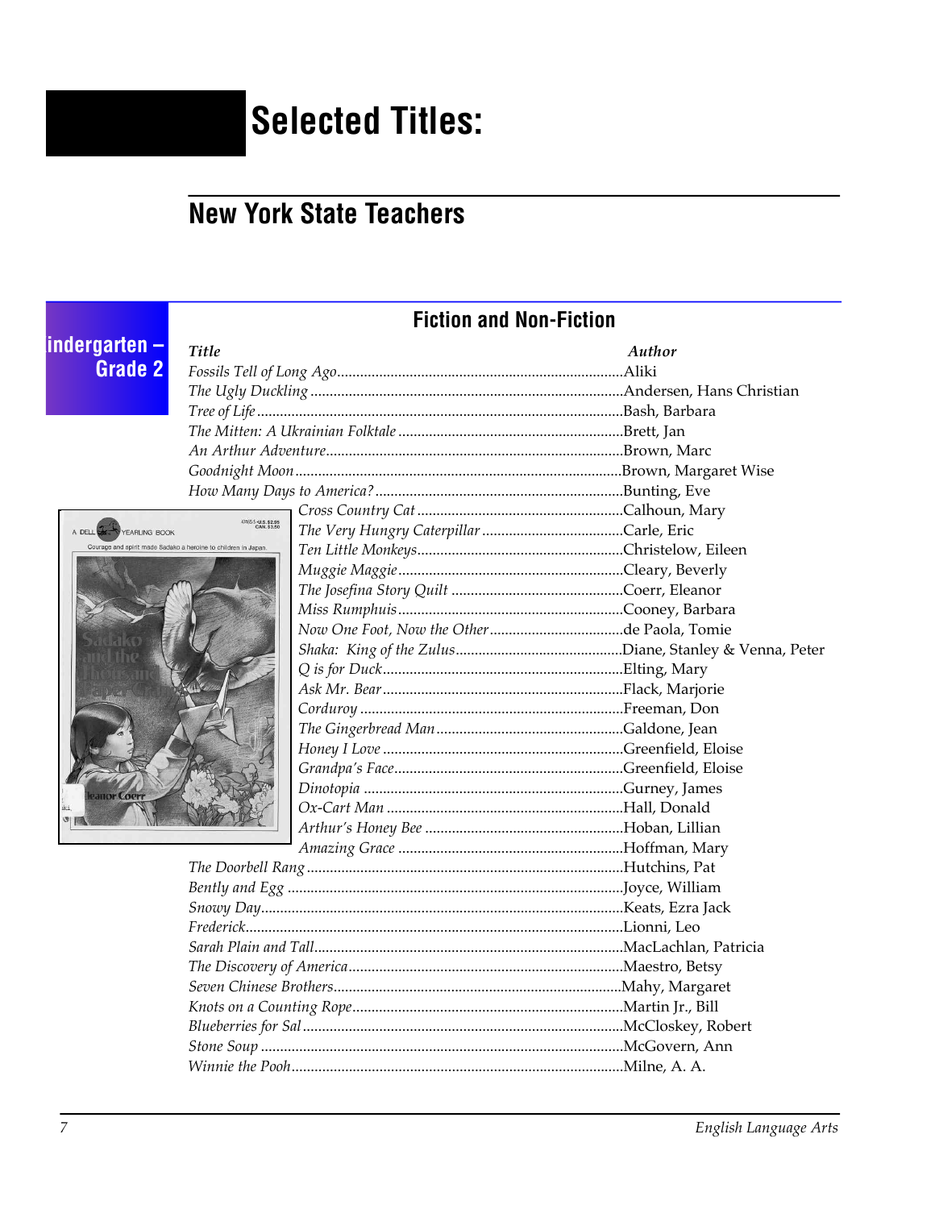# Selected Titles:

## New York State Teachers

### Fiction and Non-Fiction

**Kindergarten – Grade 2**

| *Title* | *Author* |
|---|---|
| *Fossils Tell of Long Ago* | Aliki |
| *The Ugly Duckling* | Andersen, Hans Christian |
| *Tree of Life* | Bash, Barbara |
| *The Mitten: A Ukrainian Folktale* | Brett, Jan |
| *An Arthur Adventure* | Brown, Marc |
| *Goodnight Moon* | Brown, Margaret Wise |
| *How Many Days to America?* | Bunting, Eve |
| *Cross Country Cat* | Calhoun, Mary |
| *The Very Hungry Caterpillar* | Carle, Eric |
| *Ten Little Monkeys* | Christelow, Eileen |
| *Muggie Maggie* | Cleary, Beverly |
| *The Josefina Story Quilt* | Coerr, Eleanor |
| *Miss Rumphuis* | Cooney, Barbara |
| *Now One Foot, Now the Other* | de Paola, Tomie |
| *Shaka: King of the Zulus* | Diane, Stanley & Venna, Peter |
| *Q is for Duck* | Elting, Mary |
| *Ask Mr. Bear* | Flack, Marjorie |
| *Corduroy* | Freeman, Don |
| *The Gingerbread Man* | Galdone, Jean |
| *Honey I Love* | Greenfield, Eloise |
| *Grandpa's Face* | Greenfield, Eloise |
| *Dinotopia* | Gurney, James |
| *Ox-Cart Man* | Hall, Donald |
| *Arthur's Honey Bee* | Hoban, Lillian |
| *Amazing Grace* | Hoffman, Mary |
| *The Doorbell Rang* | Hutchins, Pat |
| *Bently and Egg* | Joyce, William |
| *Snowy Day* | Keats, Ezra Jack |
| *Frederick* | Lionni, Leo |
| *Sarah Plain and Tall* | MacLachlan, Patricia |
| *The Discovery of America* | Maestro, Betsy |
| *Seven Chinese Brothers* | Mahy, Margaret |
| *Knots on a Counting Rope* | Martin Jr., Bill |
| *Blueberries for Sal* | McCloskey, Robert |
| *Stone Soup* | McGovern, Ann |
| *Winnie the Pooh* | Milne, A. A. |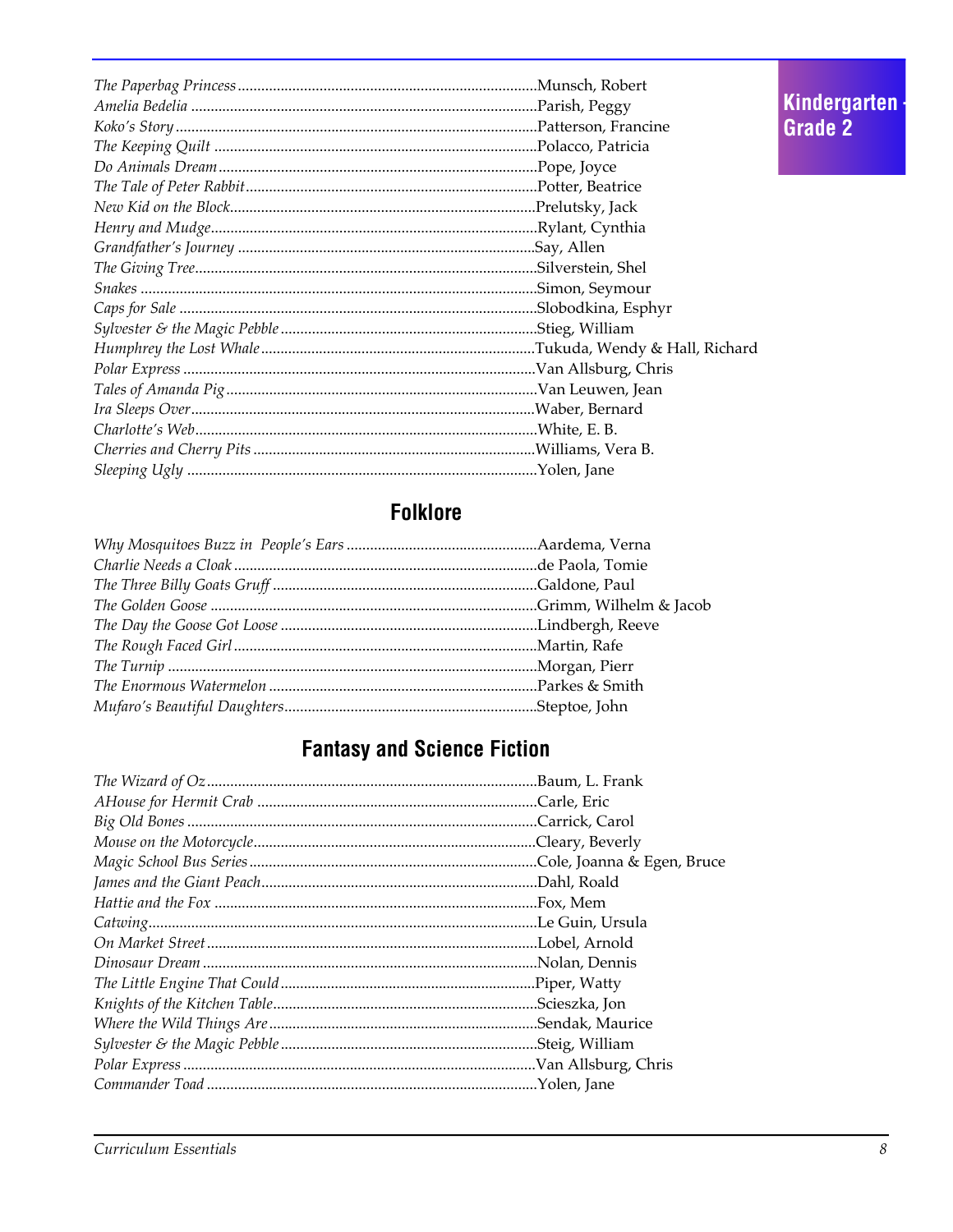*The Paperbag Princess* ............ Munsch, Robert
*Amelia Bedelia* ............ Parish, Peggy
*Koko's Story* ............ Patterson, Francine
*The Keeping Quilt* ............ Polacco, Patricia
*Do Animals Dream* ............ Pope, Joyce
*The Tale of Peter Rabbit* ............ Potter, Beatrice
*New Kid on the Block* ............ Prelutsky, Jack
*Henry and Mudge* ............ Rylant, Cynthia
*Grandfather's Journey* ............ Say, Allen
*The Giving Tree* ............ Silverstein, Shel
*Snakes* ............ Simon, Seymour
*Caps for Sale* ............ Slobodkina, Esphyr
*Sylvester & the Magic Pebble* ............ Stieg, William
*Humphrey the Lost Whale* ............ Tukuda, Wendy & Hall, Richard
*Polar Express* ............ Van Allsburg, Chris
*Tales of Amanda Pig* ............ Van Leuwen, Jean
*Ira Sleeps Over* ............ Waber, Bernard
*Charlotte's Web* ............ White, E. B.
*Cherries and Cherry Pits* ............ Williams, Vera B.
*Sleeping Ugly* ............ Yolen, Jane

## Folklore

*Why Mosquitoes Buzz in People's Ears* ............ Aardema, Verna
*Charlie Needs a Cloak* ............ de Paola, Tomie
*The Three Billy Goats Gruff* ............ Galdone, Paul
*The Golden Goose* ............ Grimm, Wilhelm & Jacob
*The Day the Goose Got Loose* ............ Lindbergh, Reeve
*The Rough Faced Girl* ............ Martin, Rafe
*The Turnip* ............ Morgan, Pierr
*The Enormous Watermelon* ............ Parkes & Smith
*Mufaro's Beautiful Daughters* ............ Steptoe, John

## Fantasy and Science Fiction

*The Wizard of Oz* ............ Baum, L. Frank
*AHouse for Hermit Crab* ............ Carle, Eric
*Big Old Bones* ............ Carrick, Carol
*Mouse on the Motorcycle* ............ Cleary, Beverly
*Magic School Bus Series* ............ Cole, Joanna & Egen, Bruce
*James and the Giant Peach* ............ Dahl, Roald
*Hattie and the Fox* ............ Fox, Mem
*Catwing* ............ Le Guin, Ursula
*On Market Street* ............ Lobel, Arnold
*Dinosaur Dream* ............ Nolan, Dennis
*The Little Engine That Could* ............ Piper, Watty
*Knights of the Kitchen Table* ............ Scieszka, Jon
*Where the Wild Things Are* ............ Sendak, Maurice
*Sylvester & the Magic Pebble* ............ Steig, William
*Polar Express* ............ Van Allsburg, Chris
*Commander Toad* ............ Yolen, Jane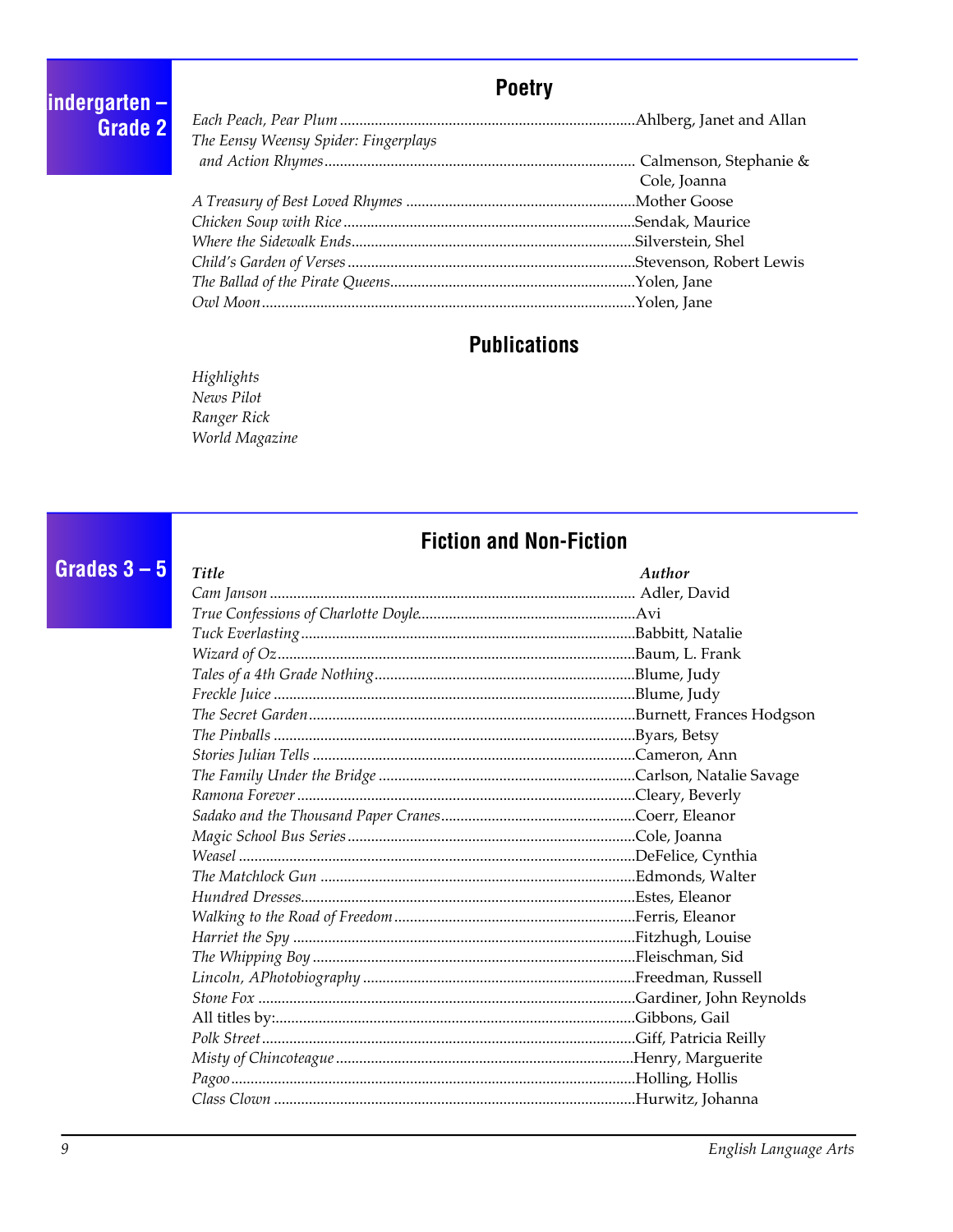## Kindergarten – Grade 2

### Poetry

| Title | Author |
| --- | --- |
| *Each Peach, Pear Plum* | Ahlberg, Janet and Allan |
| *The Eensy Weensy Spider: Fingerplays and Action Rhymes* | Calmenson, Stephanie & Cole, Joanna |
| *A Treasury of Best Loved Rhymes* | Mother Goose |
| *Chicken Soup with Rice* | Sendak, Maurice |
| *Where the Sidewalk Ends* | Silverstein, Shel |
| *Child's Garden of Verses* | Stevenson, Robert Lewis |
| *The Ballad of the Pirate Queens* | Yolen, Jane |
| *Owl Moon* | Yolen, Jane |

### Publications

*Highlights*
*News Pilot*
*Ranger Rick*
*World Magazine*

## Grades 3 – 5

### Fiction and Non-Fiction

| Title | Author |
| --- | --- |
| *Cam Janson* | Adler, David |
| *True Confessions of Charlotte Doyle* | Avi |
| *Tuck Everlasting* | Babbitt, Natalie |
| *Wizard of Oz* | Baum, L. Frank |
| *Tales of a 4th Grade Nothing* | Blume, Judy |
| *Freckle Juice* | Blume, Judy |
| *The Secret Garden* | Burnett, Frances Hodgson |
| *The Pinballs* | Byars, Betsy |
| *Stories Julian Tells* | Cameron, Ann |
| *The Family Under the Bridge* | Carlson, Natalie Savage |
| *Ramona Forever* | Cleary, Beverly |
| *Sadako and the Thousand Paper Cranes* | Coerr, Eleanor |
| *Magic School Bus Series* | Cole, Joanna |
| *Weasel* | DeFelice, Cynthia |
| *The Matchlock Gun* | Edmonds, Walter |
| *Hundred Dresses* | Estes, Eleanor |
| *Walking to the Road of Freedom* | Ferris, Eleanor |
| *Harriet the Spy* | Fitzhugh, Louise |
| *The Whipping Boy* | Fleischman, Sid |
| *Lincoln, APhotobiography* | Freedman, Russell |
| *Stone Fox* | Gardiner, John Reynolds |
| All titles by: | Gibbons, Gail |
| *Polk Street* | Giff, Patricia Reilly |
| *Misty of Chincoteague* | Henry, Marguerite |
| *Pagoo* | Holling, Hollis |
| *Class Clown* | Hurwitz, Johanna |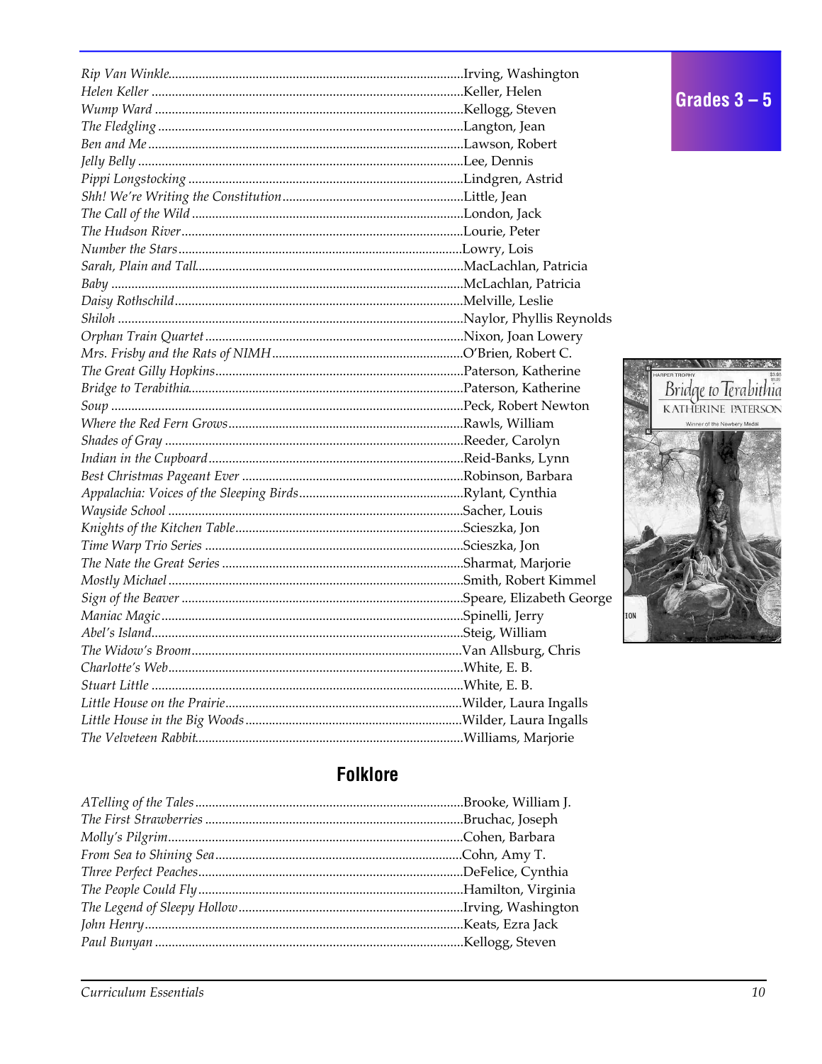Grades 3 – 5

| Title | Author |
|---|---|
| *Rip Van Winkle* | Irving, Washington |
| *Helen Keller* | Keller, Helen |
| *Wump Ward* | Kellogg, Steven |
| *The Fledgling* | Langton, Jean |
| *Ben and Me* | Lawson, Robert |
| *Jelly Belly* | Lee, Dennis |
| *Pippi Longstocking* | Lindgren, Astrid |
| *Shh! We're Writing the Constitution* | Little, Jean |
| *The Call of the Wild* | London, Jack |
| *The Hudson River* | Lourie, Peter |
| *Number the Stars* | Lowry, Lois |
| *Sarah, Plain and Tall* | MacLachlan, Patricia |
| *Baby* | McLachlan, Patricia |
| *Daisy Rothschild* | Melville, Leslie |
| *Shiloh* | Naylor, Phyllis Reynolds |
| *Orphan Train Quartet* | Nixon, Joan Lowery |
| *Mrs. Frisby and the Rats of NIMH* | O'Brien, Robert C. |
| *The Great Gilly Hopkins* | Paterson, Katherine |
| *Bridge to Terabithia* | Paterson, Katherine |
| *Soup* | Peck, Robert Newton |
| *Where the Red Fern Grows* | Rawls, William |
| *Shades of Gray* | Reeder, Carolyn |
| *Indian in the Cupboard* | Reid-Banks, Lynn |
| *Best Christmas Pageant Ever* | Robinson, Barbara |
| *Appalachia: Voices of the Sleeping Birds* | Rylant, Cynthia |
| *Wayside School* | Sacher, Louis |
| *Knights of the Kitchen Table* | Scieszka, Jon |
| *Time Warp Trio Series* | Scieszka, Jon |
| *The Nate the Great Series* | Sharmat, Marjorie |
| *Mostly Michael* | Smith, Robert Kimmel |
| *Sign of the Beaver* | Speare, Elizabeth George |
| *Maniac Magic* | Spinelli, Jerry |
| *Abel's Island* | Steig, William |
| *The Widow's Broom* | Van Allsburg, Chris |
| *Charlotte's Web* | White, E. B. |
| *Stuart Little* | White, E. B. |
| *Little House on the Prairie* | Wilder, Laura Ingalls |
| *Little House in the Big Woods* | Wilder, Laura Ingalls |
| *The Velveteen Rabbit* | Williams, Marjorie |

## Folklore

| Title | Author |
|---|---|
| *ATelling of the Tales* | Brooke, William J. |
| *The First Strawberries* | Bruchac, Joseph |
| *Molly's Pilgrim* | Cohen, Barbara |
| *From Sea to Shining Sea* | Cohn, Amy T. |
| *Three Perfect Peaches* | DeFelice, Cynthia |
| *The People Could Fly* | Hamilton, Virginia |
| *The Legend of Sleepy Hollow* | Irving, Washington |
| *John Henry* | Keats, Ezra Jack |
| *Paul Bunyan* | Kellogg, Steven |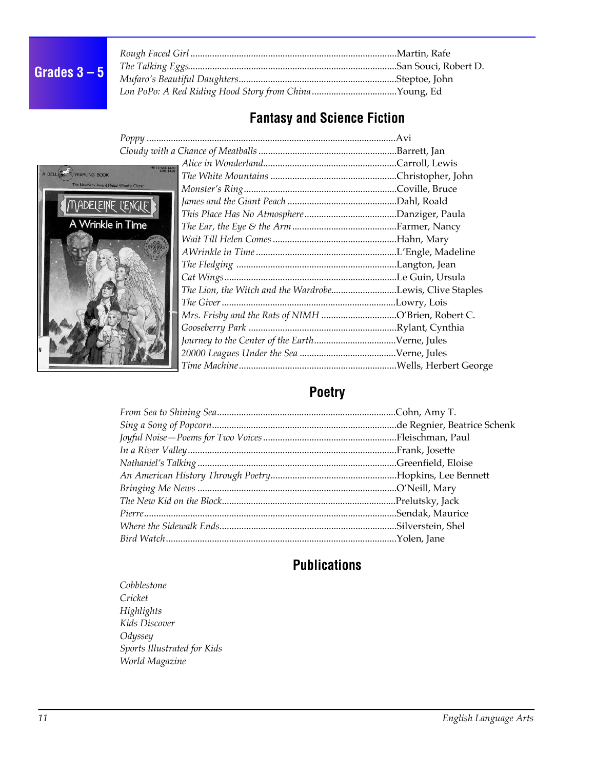Grades 3 – 5

*Rough Faced Girl* ....Martin, Rafe
*The Talking Eggs*....San Souci, Robert D.
*Mufaro's Beautiful Daughters*....Steptoe, John
*Lon PoPo: A Red Riding Hood Story from China*....Young, Ed

## Fantasy and Science Fiction

*Poppy* ....Avi
*Cloudy with a Chance of Meatballs* ....Barrett, Jan
*Alice in Wonderland*....Carroll, Lewis
*The White Mountains* ....Christopher, John
*Monster's Ring*....Coville, Bruce
*James and the Giant Peach* ....Dahl, Roald
*This Place Has No Atmosphere*....Danziger, Paula
*The Ear, the Eye & the Arm* ....Farmer, Nancy
*Wait Till Helen Comes* ....Hahn, Mary
*AWrinkle in Time* ....L'Engle, Madeline
*The Fledging* ....Langton, Jean
*Cat Wings*....Le Guin, Ursula
*The Lion, the Witch and the Wardrobe*....Lewis, Clive Staples
*The Giver* ....Lowry, Lois
*Mrs. Frisby and the Rats of NIMH* ....O'Brien, Robert C.
*Gooseberry Park* ....Rylant, Cynthia
*Journey to the Center of the Earth*....Verne, Jules
*20000 Leagues Under the Sea* ....Verne, Jules
*Time Machine*....Wells, Herbert George

## Poetry

*From Sea to Shining Sea*....Cohn, Amy T.
*Sing a Song of Popcorn*....de Regnier, Beatrice Schenk
*Joyful Noise—Poems for Two Voices* ....Fleischman, Paul
*In a River Valley*....Frank, Josette
*Nathaniel's Talking* ....Greenfield, Eloise
*An American History Through Poetry*....Hopkins, Lee Bennett
*Bringing Me News* ....O'Neill, Mary
*The New Kid on the Block*....Prelutsky, Jack
*Pierre*....Sendak, Maurice
*Where the Sidewalk Ends*....Silverstein, Shel
*Bird Watch*....Yolen, Jane

## Publications

*Cobblestone*
*Cricket*
*Highlights*
*Kids Discover*
*Odyssey*
*Sports Illustrated for Kids*
*World Magazine*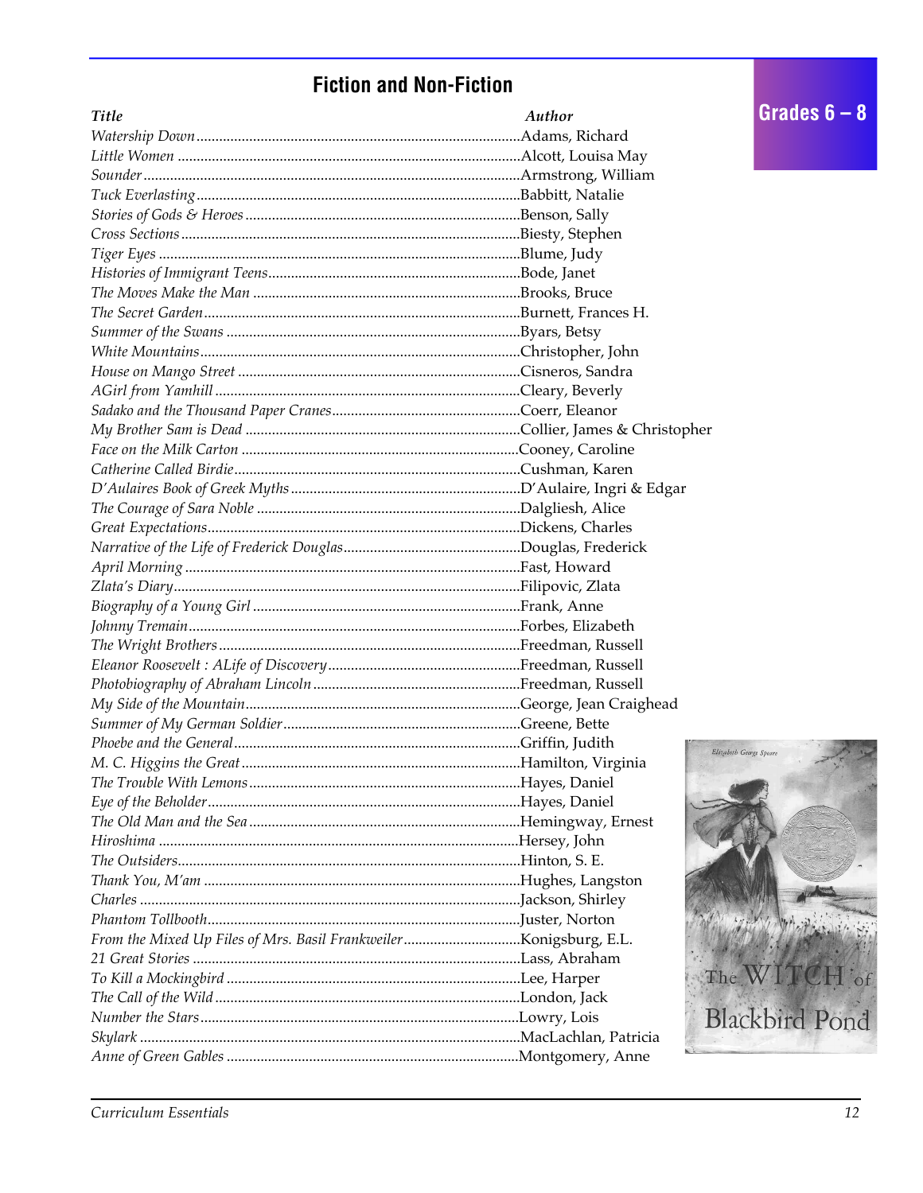## Fiction and Non-Fiction

**Grades 6 – 8**

| *Title* | *Author* |
|---|---|
| *Watership Down* | Adams, Richard |
| *Little Women* | Alcott, Louisa May |
| *Sounder* | Armstrong, William |
| *Tuck Everlasting* | Babbitt, Natalie |
| *Stories of Gods & Heroes* | Benson, Sally |
| *Cross Sections* | Biesty, Stephen |
| *Tiger Eyes* | Blume, Judy |
| *Histories of Immigrant Teens* | Bode, Janet |
| *The Moves Make the Man* | Brooks, Bruce |
| *The Secret Garden* | Burnett, Frances H. |
| *Summer of the Swans* | Byars, Betsy |
| *White Mountains* | Christopher, John |
| *House on Mango Street* | Cisneros, Sandra |
| *AGirl from Yamhill* | Cleary, Beverly |
| *Sadako and the Thousand Paper Cranes* | Coerr, Eleanor |
| *My Brother Sam is Dead* | Collier, James & Christopher |
| *Face on the Milk Carton* | Cooney, Caroline |
| *Catherine Called Birdie* | Cushman, Karen |
| *D'Aulaires Book of Greek Myths* | D'Aulaire, Ingri & Edgar |
| *The Courage of Sara Noble* | Dalgliesh, Alice |
| *Great Expectations* | Dickens, Charles |
| *Narrative of the Life of Frederick Douglas* | Douglas, Frederick |
| *April Morning* | Fast, Howard |
| *Zlata's Diary* | Filipovic, Zlata |
| *Biography of a Young Girl* | Frank, Anne |
| *Johnny Tremain* | Forbes, Elizabeth |
| *The Wright Brothers* | Freedman, Russell |
| *Eleanor Roosevelt : ALife of Discovery* | Freedman, Russell |
| *Photobiography of Abraham Lincoln* | Freedman, Russell |
| *My Side of the Mountain* | George, Jean Craighead |
| *Summer of My German Soldier* | Greene, Bette |
| *Phoebe and the General* | Griffin, Judith |
| *M. C. Higgins the Great* | Hamilton, Virginia |
| *The Trouble With Lemons* | Hayes, Daniel |
| *Eye of the Beholder* | Hayes, Daniel |
| *The Old Man and the Sea* | Hemingway, Ernest |
| *Hiroshima* | Hersey, John |
| *The Outsiders* | Hinton, S. E. |
| *Thank You, M'am* | Hughes, Langston |
| *Charles* | Jackson, Shirley |
| *Phantom Tollbooth* | Juster, Norton |
| *From the Mixed Up Files of Mrs. Basil Frankweiler* | Konigsburg, E.L. |
| *21 Great Stories* | Lass, Abraham |
| *To Kill a Mockingbird* | Lee, Harper |
| *The Call of the Wild* | London, Jack |
| *Number the Stars* | Lowry, Lois |
| *Skylark* | MacLachlan, Patricia |
| *Anne of Green Gables* | Montgomery, Anne |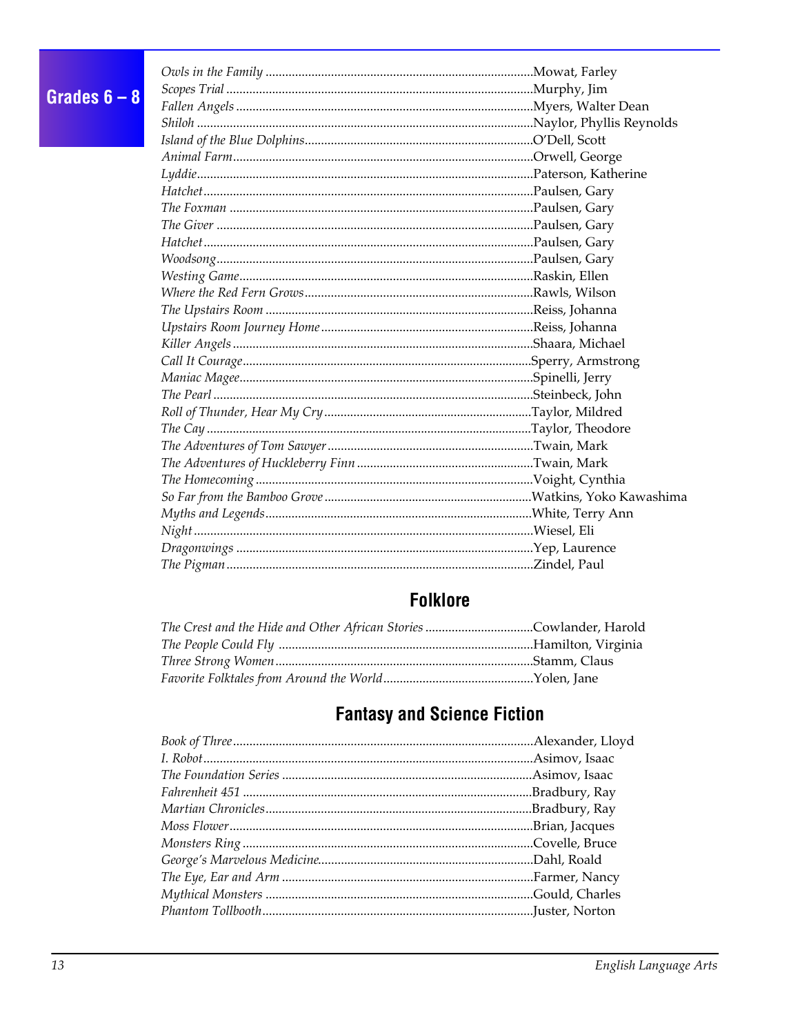## Grades 6 – 8

*Owls in the Family* ....................Mowat, Farley
*Scopes Trial* ....................Murphy, Jim
*Fallen Angels* ....................Myers, Walter Dean
*Shiloh* ....................Naylor, Phyllis Reynolds
*Island of the Blue Dolphins*....................O'Dell, Scott
*Animal Farm*....................Orwell, George
*Lyddie*....................Paterson, Katherine
*Hatchet*....................Paulsen, Gary
*The Foxman* ....................Paulsen, Gary
*The Giver* ....................Paulsen, Gary
*Hatchet*....................Paulsen, Gary
*Woodsong*....................Paulsen, Gary
*Westing Game*....................Raskin, Ellen
*Where the Red Fern Grows*....................Rawls, Wilson
*The Upstairs Room* ....................Reiss, Johanna
*Upstairs Room Journey Home*....................Reiss, Johanna
*Killer Angels* ....................Shaara, Michael
*Call It Courage*....................Sperry, Armstrong
*Maniac Magee*....................Spinelli, Jerry
*The Pearl* ....................Steinbeck, John
*Roll of Thunder, Hear My Cry*....................Taylor, Mildred
*The Cay* ....................Taylor, Theodore
*The Adventures of Tom Sawyer*....................Twain, Mark
*The Adventures of Huckleberry Finn* ....................Twain, Mark
*The Homecoming* ....................Voight, Cynthia
*So Far from the Bamboo Grove* ....................Watkins, Yoko Kawashima
*Myths and Legends*....................White, Terry Ann
*Night* ....................Wiesel, Eli
*Dragonwings* ....................Yep, Laurence
*The Pigman*....................Zindel, Paul

## Folklore

*The Crest and the Hide and Other African Stories* ....................Cowlander, Harold
*The People Could Fly* ....................Hamilton, Virginia
*Three Strong Women*....................Stamm, Claus
*Favorite Folktales from Around the World*....................Yolen, Jane

## Fantasy and Science Fiction

*Book of Three*....................Alexander, Lloyd
*I. Robot*....................Asimov, Isaac
*The Foundation Series* ....................Asimov, Isaac
*Fahrenheit 451* ....................Bradbury, Ray
*Martian Chronicles*....................Bradbury, Ray
*Moss Flower*....................Brian, Jacques
*Monsters Ring* ....................Covelle, Bruce
*George's Marvelous Medicine*....................Dahl, Roald
*The Eye, Ear and Arm* ....................Farmer, Nancy
*Mythical Monsters* ....................Gould, Charles
*Phantom Tollbooth*....................Juster, Norton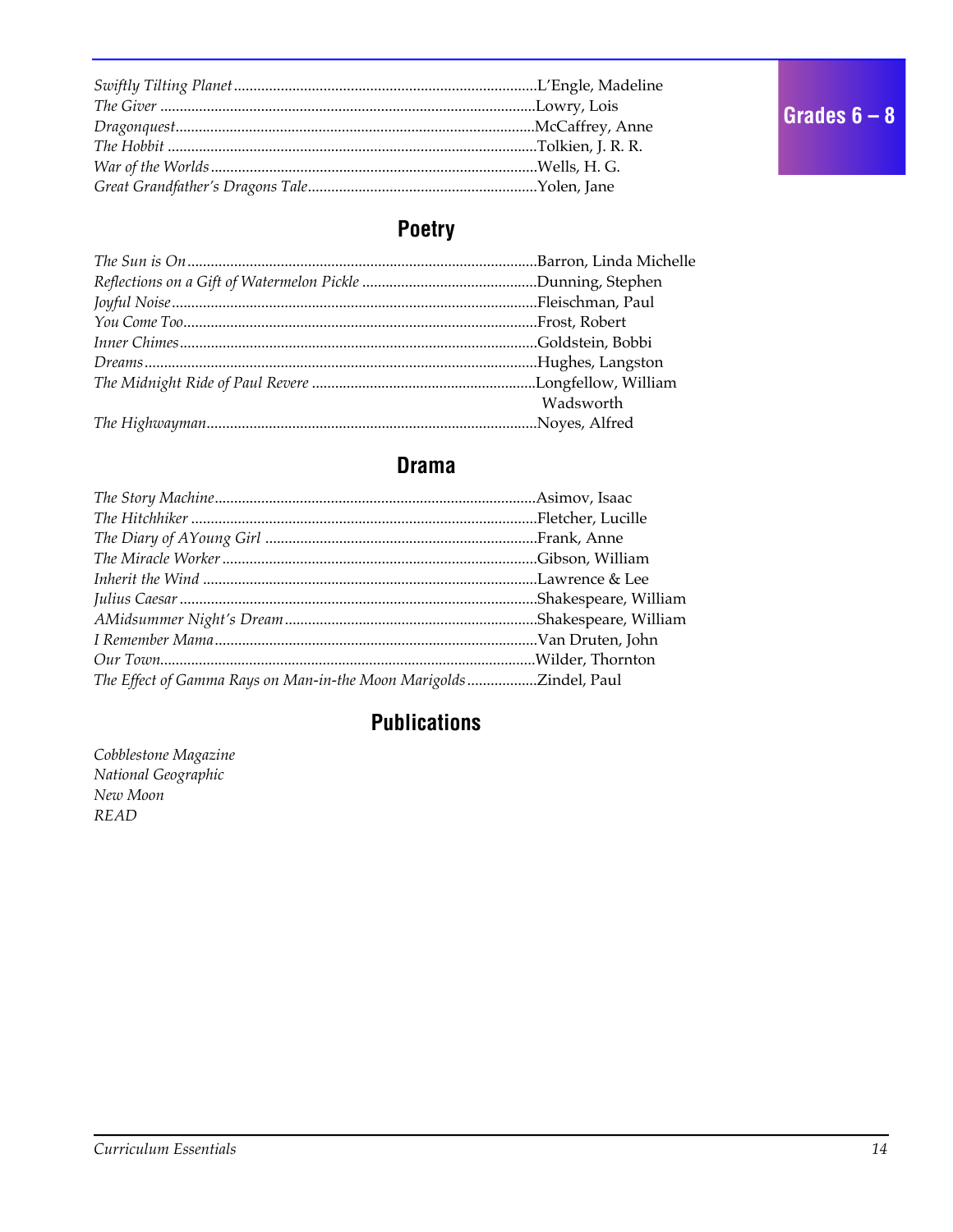*Swiftly Tilting Planet*..............................L'Engle, Madeleine
*The Giver* ..............................Lowry, Lois
*Dragonquest*..............................McCaffrey, Anne
*The Hobbit* ..............................Tolkien, J. R. R.
*War of the Worlds*..............................Wells, H. G.
*Great Grandfather's Dragons Tale*..............................Yolen, Jane

Grades 6 – 8

## Poetry

*The Sun is On*..............................Barron, Linda Michelle
*Reflections on a Gift of Watermelon Pickle* ..............................Dunning, Stephen
*Joyful Noise*..............................Fleischman, Paul
*You Come Too*..............................Frost, Robert
*Inner Chimes*..............................Goldstein, Bobbi
*Dreams*..............................Hughes, Langston
*The Midnight Ride of Paul Revere* ..............................Longfellow, William Wadsworth
*The Highwayman*..............................Noyes, Alfred

## Drama

*The Story Machine*..............................Asimov, Isaac
*The Hitchhiker* ..............................Fletcher, Lucille
*The Diary of AYoung Girl* ..............................Frank, Anne
*The Miracle Worker*..............................Gibson, William
*Inherit the Wind* ..............................Lawrence & Lee
*Julius Caesar*..............................Shakespeare, William
*AMidsummer Night's Dream*..............................Shakespeare, William
*I Remember Mama*..............................Van Druten, John
*Our Town*..............................Wilder, Thornton
*The Effect of Gamma Rays on Man-in-the Moon Marigolds*..............................Zindel, Paul

## Publications

*Cobblestone Magazine*
*National Geographic*
*New Moon*
*READ*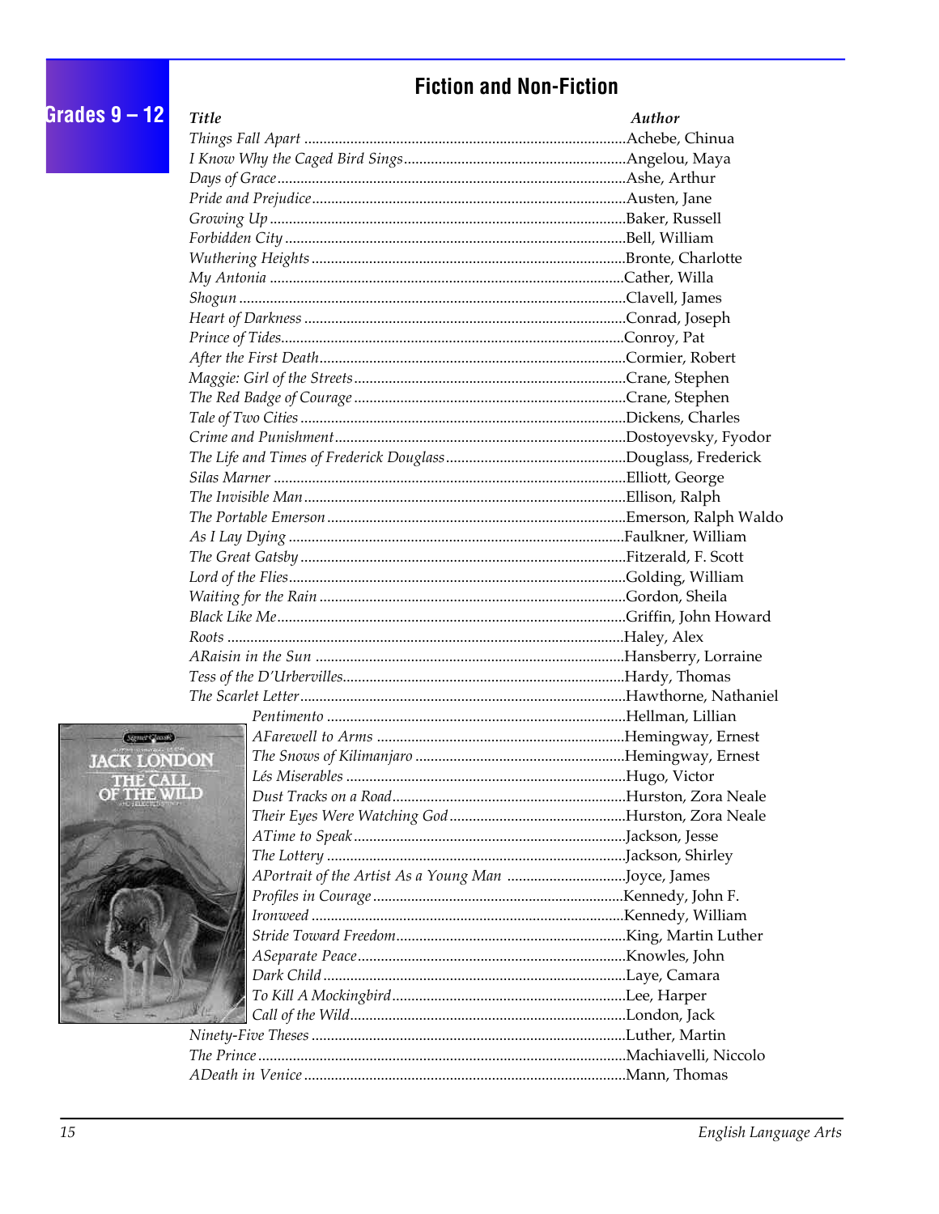# Fiction and Non-Fiction

## Grades 9 – 12

| *Title* | *Author* |
|---|---|
| *Things Fall Apart* | Achebe, Chinua |
| *I Know Why the Caged Bird Sings* | Angelou, Maya |
| *Days of Grace* | Ashe, Arthur |
| *Pride and Prejudice* | Austen, Jane |
| *Growing Up* | Baker, Russell |
| *Forbidden City* | Bell, William |
| *Wuthering Heights* | Bronte, Charlotte |
| *My Antonia* | Cather, Willa |
| *Shogun* | Clavell, James |
| *Heart of Darkness* | Conrad, Joseph |
| *Prince of Tides* | Conroy, Pat |
| *After the First Death* | Cormier, Robert |
| *Maggie: Girl of the Streets* | Crane, Stephen |
| *The Red Badge of Courage* | Crane, Stephen |
| *Tale of Two Cities* | Dickens, Charles |
| *Crime and Punishment* | Dostoyevsky, Fyodor |
| *The Life and Times of Frederick Douglass* | Douglass, Frederick |
| *Silas Marner* | Elliott, George |
| *The Invisible Man* | Ellison, Ralph |
| *The Portable Emerson* | Emerson, Ralph Waldo |
| *As I Lay Dying* | Faulkner, William |
| *The Great Gatsby* | Fitzerald, F. Scott |
| *Lord of the Flies* | Golding, William |
| *Waiting for the Rain* | Gordon, Sheila |
| *Black Like Me* | Griffin, John Howard |
| *Roots* | Haley, Alex |
| *ARaisin in the Sun* | Hansberry, Lorraine |
| *Tess of the D'Urbervilles* | Hardy, Thomas |
| *The Scarlet Letter* | Hawthorne, Nathaniel |
| *Pentimento* | Hellman, Lillian |
| *AFarewell to Arms* | Hemingway, Ernest |
| *The Snows of Kilimanjaro* | Hemingway, Ernest |
| *Lés Miserables* | Hugo, Victor |
| *Dust Tracks on a Road* | Hurston, Zora Neale |
| *Their Eyes Were Watching God* | Hurston, Zora Neale |
| *ATime to Speak* | Jackson, Jesse |
| *The Lottery* | Jackson, Shirley |
| *APortrait of the Artist As a Young Man* | Joyce, James |
| *Profiles in Courage* | Kennedy, John F. |
| *Ironweed* | Kennedy, William |
| *Stride Toward Freedom* | King, Martin Luther |
| *ASeparate Peace* | Knowles, John |
| *Dark Child* | Laye, Camara |
| *To Kill A Mockingbird* | Lee, Harper |
| *Call of the Wild* | London, Jack |
| *Ninety-Five Theses* | Luther, Martin |
| *The Prince* | Machiavelli, Niccolo |
| *ADeath in Venice* | Mann, Thomas |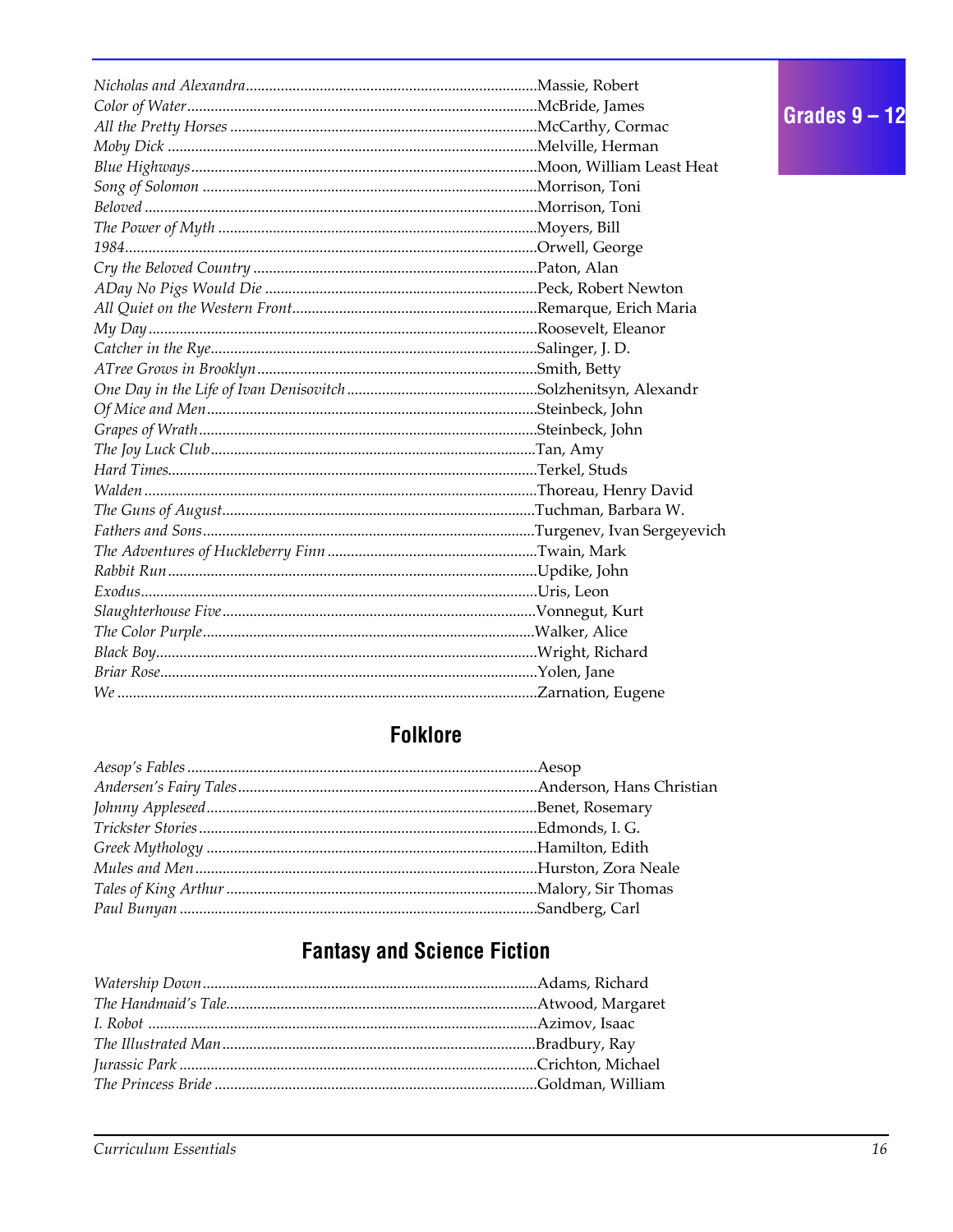*Nicholas and Alexandra*..........Massie, Robert
*Color of Water*..........McBride, James
*All the Pretty Horses*..........McCarthy, Cormac
*Moby Dick*..........Melville, Herman
*Blue Highways*..........Moon, William Least Heat
*Song of Solomon*..........Morrison, Toni
*Beloved*..........Morrison, Toni
*The Power of Myth*..........Moyers, Bill
*1984*..........Orwell, George
*Cry the Beloved Country*..........Paton, Alan
*ADay No Pigs Would Die*..........Peck, Robert Newton
*All Quiet on the Western Front*..........Remarque, Erich Maria
*My Day*..........Roosevelt, Eleanor
*Catcher in the Rye*..........Salinger, J. D.
*ATree Grows in Brooklyn*..........Smith, Betty
*One Day in the Life of Ivan Denisovitch*..........Solzhenitsyn, Alexandr
*Of Mice and Men*..........Steinbeck, John
*Grapes of Wrath*..........Steinbeck, John
*The Joy Luck Club*..........Tan, Amy
*Hard Times*..........Terkel, Studs
*Walden*..........Thoreau, Henry David
*The Guns of August*..........Tuchman, Barbara W.
*Fathers and Sons*..........Turgenev, Ivan Sergeyevich
*The Adventures of Huckleberry Finn*..........Twain, Mark
*Rabbit Run*..........Updike, John
*Exodus*..........Uris, Leon
*Slaughterhouse Five*..........Vonnegut, Kurt
*The Color Purple*..........Walker, Alice
*Black Boy*..........Wright, Richard
*Briar Rose*..........Yolen, Jane
*We*..........Zarnation, Eugene

## Folklore

*Aesop's Fables*..........Aesop
*Andersen's Fairy Tales*..........Anderson, Hans Christian
*Johnny Appleseed*..........Benet, Rosemary
*Trickster Stories*..........Edmonds, I. G.
*Greek Mythology*..........Hamilton, Edith
*Mules and Men*..........Hurston, Zora Neale
*Tales of King Arthur*..........Malory, Sir Thomas
*Paul Bunyan*..........Sandberg, Carl

## Fantasy and Science Fiction

*Watership Down*..........Adams, Richard
*The Handmaid's Tale*..........Atwood, Margaret
*I. Robot*..........Azimov, Isaac
*The Illustrated Man*..........Bradbury, Ray
*Jurassic Park*..........Crichton, Michael
*The Princess Bride*..........Goldman, William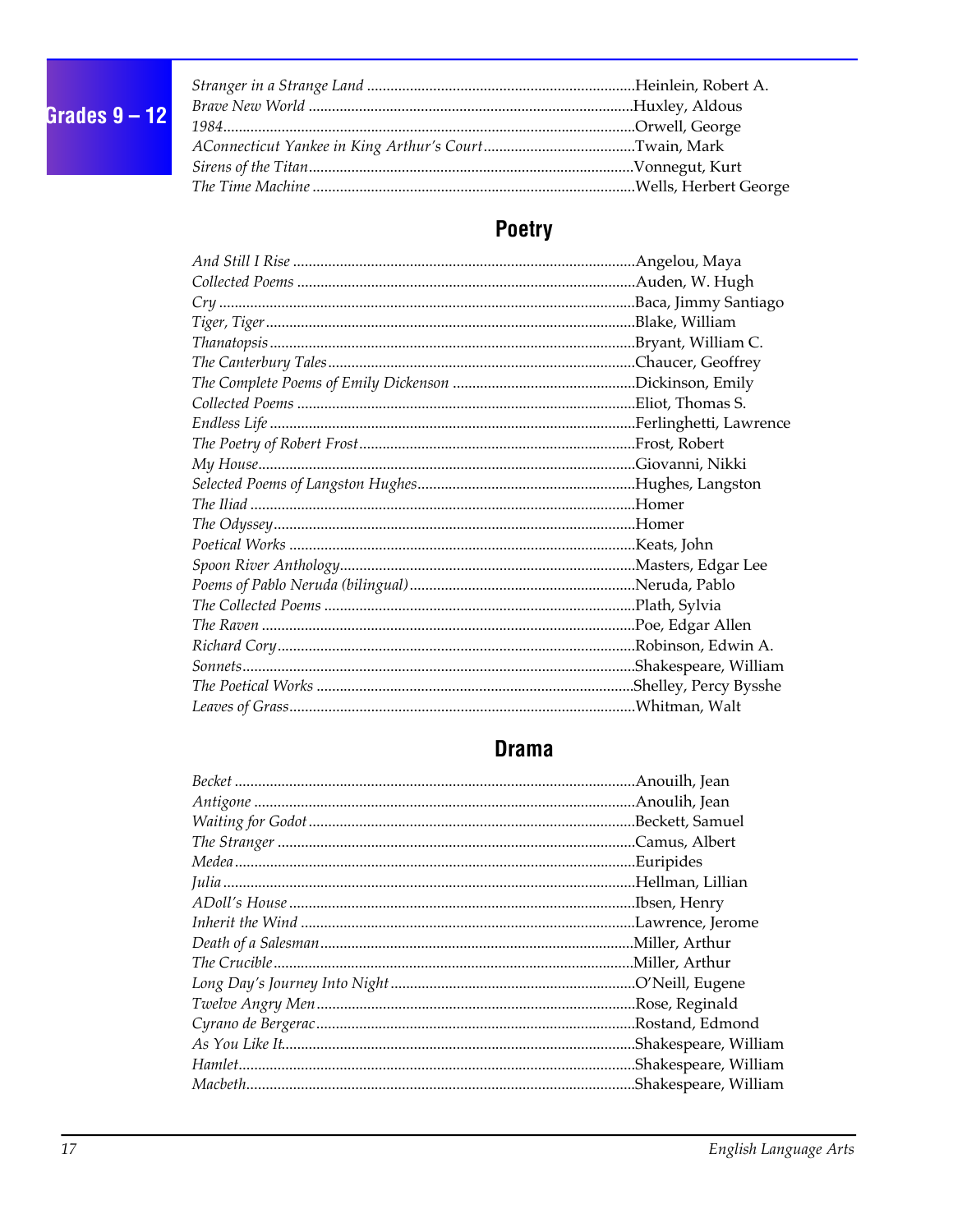Grades 9 – 12

*Stranger in a Strange Land* ............ Heinlein, Robert A.
*Brave New World* ............ Huxley, Aldous
*1984* ............ Orwell, George
*AConnecticut Yankee in King Arthur's Court* ............ Twain, Mark
*Sirens of the Titan* ............ Vonnegut, Kurt
*The Time Machine* ............ Wells, Herbert George

## Poetry

*And Still I Rise* ............ Angelou, Maya
*Collected Poems* ............ Auden, W. Hugh
*Cry* ............ Baca, Jimmy Santiago
*Tiger, Tiger* ............ Blake, William
*Thanatopsis* ............ Bryant, William C.
*The Canterbury Tales* ............ Chaucer, Geoffrey
*The Complete Poems of Emily Dickenson* ............ Dickinson, Emily
*Collected Poems* ............ Eliot, Thomas S.
*Endless Life* ............ Ferlinghetti, Lawrence
*The Poetry of Robert Frost* ............ Frost, Robert
*My House* ............ Giovanni, Nikki
*Selected Poems of Langston Hughes* ............ Hughes, Langston
*The Iliad* ............ Homer
*The Odyssey* ............ Homer
*Poetical Works* ............ Keats, John
*Spoon River Anthology* ............ Masters, Edgar Lee
*Poems of Pablo Neruda (bilingual)* ............ Neruda, Pablo
*The Collected Poems* ............ Plath, Sylvia
*The Raven* ............ Poe, Edgar Allen
*Richard Cory* ............ Robinson, Edwin A.
*Sonnets* ............ Shakespeare, William
*The Poetical Works* ............ Shelley, Percy Bysshe
*Leaves of Grass* ............ Whitman, Walt

## Drama

*Becket* ............ Anouilh, Jean
*Antigone* ............ Anoulih, Jean
*Waiting for Godot* ............ Beckett, Samuel
*The Stranger* ............ Camus, Albert
*Medea* ............ Euripides
*Julia* ............ Hellman, Lillian
*ADoll's House* ............ Ibsen, Henry
*Inherit the Wind* ............ Lawrence, Jerome
*Death of a Salesman* ............ Miller, Arthur
*The Crucible* ............ Miller, Arthur
*Long Day's Journey Into Night* ............ O'Neill, Eugene
*Twelve Angry Men* ............ Rose, Reginald
*Cyrano de Bergerac* ............ Rostand, Edmond
*As You Like It* ............ Shakespeare, William
*Hamlet* ............ Shakespeare, William
*Macbeth* ............ Shakespeare, William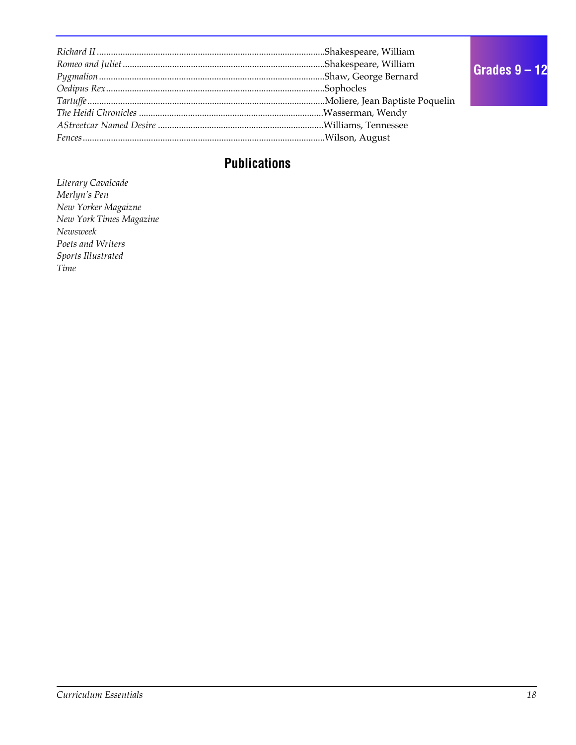*Richard II* ................................................................................................Shakespeare, William
*Romeo and Juliet* ......................................................................................Shakespeare, William
*Pygmalion* ................................................................................................Shaw, George Bernard
*Oedipus Rex* ............................................................................................Sophocles
*Tartuffe* ....................................................................................................Moliere, Jean Baptiste Poquelin
*The Heidi Chronicles* ...............................................................................Wasserman, Wendy
*AStreetcar Named Desire* .......................................................................Williams, Tennessee
*Fences* ......................................................................................................Wilson, August

## Publications

*Literary Cavalcade*
*Merlyn's Pen*
*New Yorker Magaizne*
*New York Times Magazine*
*Newsweek*
*Poets and Writers*
*Sports Illustrated*
*Time*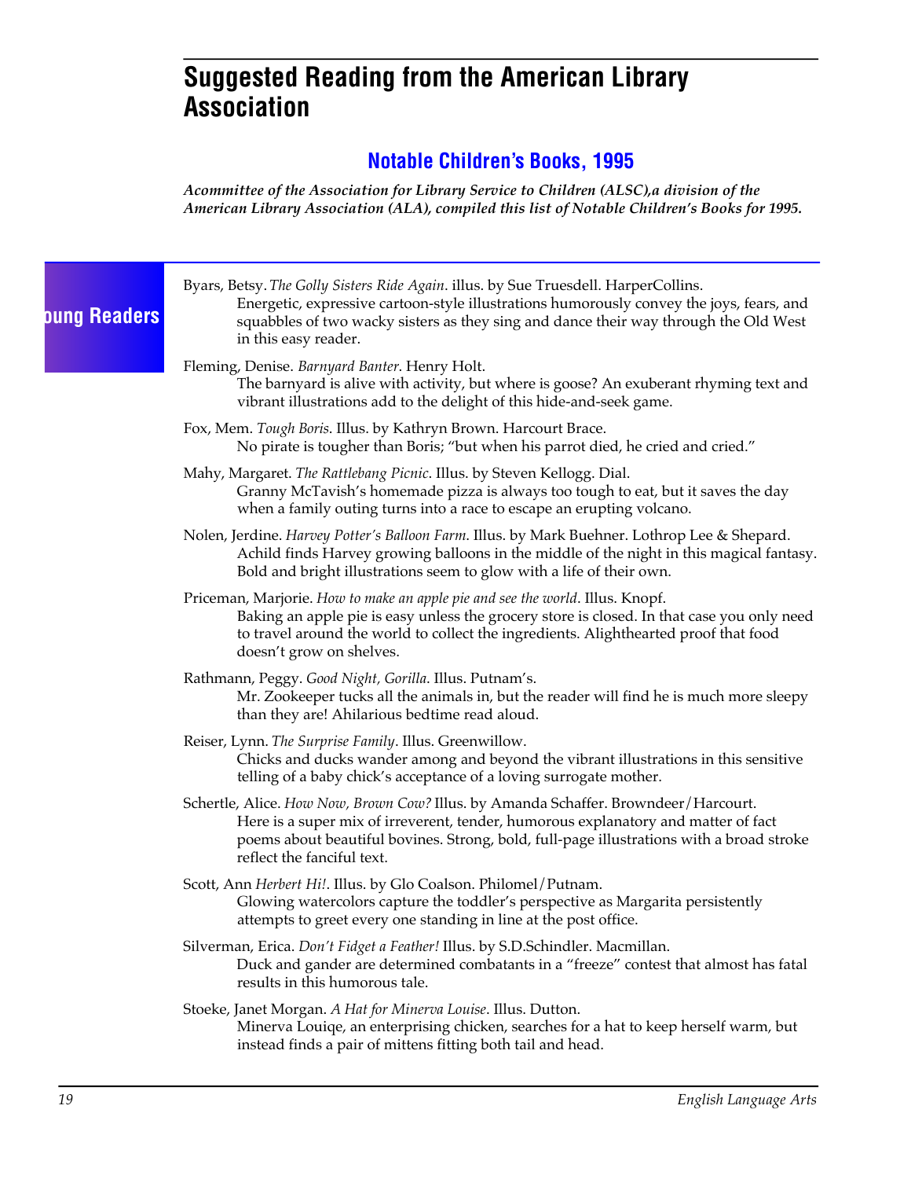# Suggested Reading from the American Library Association

## Notable Children's Books, 1995

***Acommittee of the Association for Library Service to Children (ALSC),a division of the American Library Association (ALA), compiled this list of Notable Children's Books for 1995.***

### oung Readers

Byars, Betsy. *The Golly Sisters Ride Again*. illus. by Sue Truesdell. HarperCollins.
Energetic, expressive cartoon-style illustrations humorously convey the joys, fears, and squabbles of two wacky sisters as they sing and dance their way through the Old West in this easy reader.

Fleming, Denise. *Barnyard Banter*. Henry Holt.
The barnyard is alive with activity, but where is goose? An exuberant rhyming text and vibrant illustrations add to the delight of this hide-and-seek game.

Fox, Mem. *Tough Boris*. Illus. by Kathryn Brown. Harcourt Brace.
No pirate is tougher than Boris; "but when his parrot died, he cried and cried."

Mahy, Margaret. *The Rattlebang Picnic*. Illus. by Steven Kellogg. Dial.
Granny McTavish's homemade pizza is always too tough to eat, but it saves the day when a family outing turns into a race to escape an erupting volcano.

Nolen, Jerdine. *Harvey Potter's Balloon Farm*. Illus. by Mark Buehner. Lothrop Lee & Shepard.
Achild finds Harvey growing balloons in the middle of the night in this magical fantasy. Bold and bright illustrations seem to glow with a life of their own.

Priceman, Marjorie. *How to make an apple pie and see the world*. Illus. Knopf.
Baking an apple pie is easy unless the grocery store is closed. In that case you only need to travel around the world to collect the ingredients. Alighthearted proof that food doesn't grow on shelves.

Rathmann, Peggy. *Good Night, Gorilla*. Illus. Putnam's.
Mr. Zookeeper tucks all the animals in, but the reader will find he is much more sleepy than they are! Ahilarious bedtime read aloud.

Reiser, Lynn. *The Surprise Family*. Illus. Greenwillow.
Chicks and ducks wander among and beyond the vibrant illustrations in this sensitive telling of a baby chick's acceptance of a loving surrogate mother.

Schertle, Alice. *How Now, Brown Cow?* Illus. by Amanda Schaffer. Browndeer/Harcourt.
Here is a super mix of irreverent, tender, humorous explanatory and matter of fact poems about beautiful bovines. Strong, bold, full-page illustrations with a broad stroke reflect the fanciful text.

Scott, Ann *Herbert Hi!*. Illus. by Glo Coalson. Philomel/Putnam.
Glowing watercolors capture the toddler's perspective as Margarita persistently attempts to greet every one standing in line at the post office.

Silverman, Erica. *Don't Fidget a Feather!* Illus. by S.D.Schindler. Macmillan.
Duck and gander are determined combatants in a "freeze" contest that almost has fatal results in this humorous tale.

Stoeke, Janet Morgan. *A Hat for Minerva Louise*. Illus. Dutton.
Minerva Louiqe, an enterprising chicken, searches for a hat to keep herself warm, but instead finds a pair of mittens fitting both tail and head.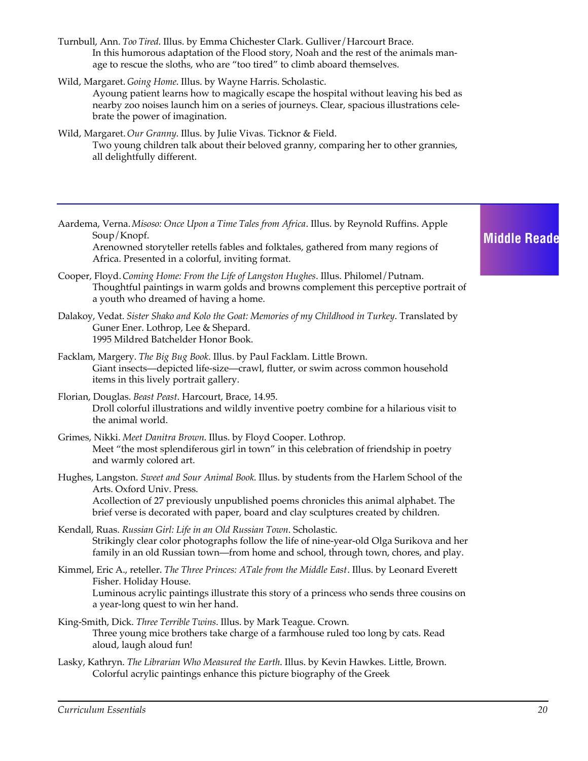Turnbull, Ann. *Too Tired*. Illus. by Emma Chichester Clark. Gulliver/Harcourt Brace.
In this humorous adaptation of the Flood story, Noah and the rest of the animals manage to rescue the sloths, who are "too tired" to climb aboard themselves.

Wild, Margaret. *Going Home*. Illus. by Wayne Harris. Scholastic.
Ayoung patient learns how to magically escape the hospital without leaving his bed as nearby zoo noises launch him on a series of journeys. Clear, spacious illustrations celebrate the power of imagination.

Wild, Margaret. *Our Granny*. Illus. by Julie Vivas. Ticknor & Field.
Two young children talk about their beloved granny, comparing her to other grannies, all delightfully different.

## Middle Reade

Aardema, Verna. *Misoso: Once Upon a Time Tales from Africa*. Illus. by Reynold Ruffins. Apple Soup/Knopf.
Arenowned storyteller retells fables and folktales, gathered from many regions of Africa. Presented in a colorful, inviting format.

Cooper, Floyd. *Coming Home: From the Life of Langston Hughes*. Illus. Philomel/Putnam.
Thoughtful paintings in warm golds and browns complement this perceptive portrait of a youth who dreamed of having a home.

Dalakoy, Vedat. *Sister Shako and Kolo the Goat: Memories of my Childhood in Turkey*. Translated by Guner Ener. Lothrop, Lee & Shepard.
1995 Mildred Batchelder Honor Book.

Facklam, Margery. *The Big Bug Book*. Illus. by Paul Facklam. Little Brown.
Giant insects—depicted life-size—crawl, flutter, or swim across common household items in this lively portrait gallery.

Florian, Douglas. *Beast Peast*. Harcourt, Brace, 14.95.
Droll colorful illustrations and wildly inventive poetry combine for a hilarious visit to the animal world.

Grimes, Nikki. *Meet Danitra Brown*. Illus. by Floyd Cooper. Lothrop.
Meet "the most splendiferous girl in town" in this celebration of friendship in poetry and warmly colored art.

Hughes, Langston. *Sweet and Sour Animal Book*. Illus. by students from the Harlem School of the Arts. Oxford Univ. Press.
Acollection of 27 previously unpublished poems chronicles this animal alphabet. The brief verse is decorated with paper, board and clay sculptures created by children.

Kendall, Ruas. *Russian Girl: Life in an Old Russian Town*. Scholastic.
Strikingly clear color photographs follow the life of nine-year-old Olga Surikova and her family in an old Russian town—from home and school, through town, chores, and play.

Kimmel, Eric A., reteller. *The Three Princes: ATale from the Middle East*. Illus. by Leonard Everett Fisher. Holiday House.
Luminous acrylic paintings illustrate this story of a princess who sends three cousins on a year-long quest to win her hand.

King-Smith, Dick. *Three Terrible Twins*. Illus. by Mark Teague. Crown.
Three young mice brothers take charge of a farmhouse ruled too long by cats. Read aloud, laugh aloud fun!

Lasky, Kathryn. *The Librarian Who Measured the Earth*. Illus. by Kevin Hawkes. Little, Brown.
Colorful acrylic paintings enhance this picture biography of the Greek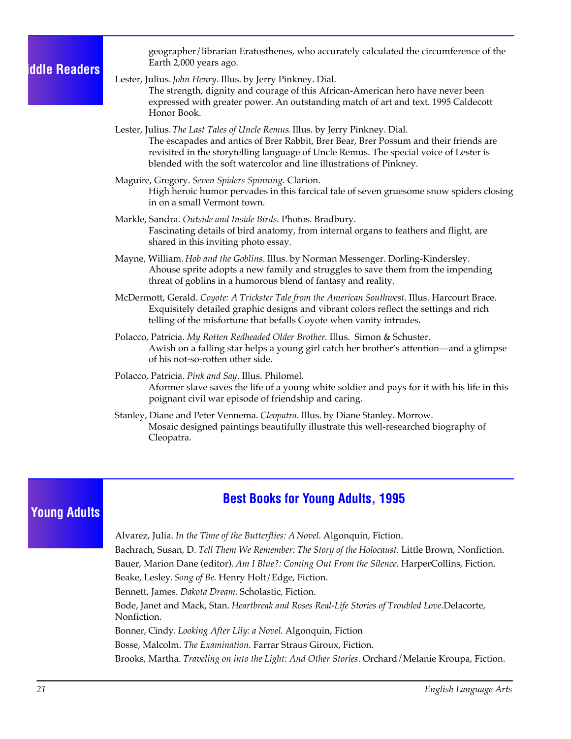geographer/librarian Eratosthenes, who accurately calculated the circumference of the Earth 2,000 years ago.

Lester, Julius. *John Henry*. Illus. by Jerry Pinkney. Dial.
The strength, dignity and courage of this African-American hero have never been expressed with greater power. An outstanding match of art and text. 1995 Caldecott Honor Book.

Lester, Julius. *The Last Tales of Uncle Remus*. Illus. by Jerry Pinkney. Dial.
The escapades and antics of Brer Rabbit, Brer Bear, Brer Possum and their friends are revisited in the storytelling language of Uncle Remus. The special voice of Lester is blended with the soft watercolor and line illustrations of Pinkney.

Maguire, Gregory. *Seven Spiders Spinning*. Clarion.
High heroic humor pervades in this farcical tale of seven gruesome snow spiders closing in on a small Vermont town.

Markle, Sandra. *Outside and Inside Birds*. Photos. Bradbury.
Fascinating details of bird anatomy, from internal organs to feathers and flight, are shared in this inviting photo essay.

Mayne, William. *Hob and the Goblins*. Illus. by Norman Messenger. Dorling-Kindersley.
Ahouse sprite adopts a new family and struggles to save them from the impending threat of goblins in a humorous blend of fantasy and reality.

McDermott, Gerald. *Coyote: A Trickster Tale from the American Southwest*. Illus. Harcourt Brace.
Exquisitely detailed graphic designs and vibrant colors reflect the settings and rich telling of the misfortune that befalls Coyote when vanity intrudes.

Polacco, Patricia. *My Rotten Redheaded Older Brother*. Illus. Simon & Schuster.
Awish on a falling star helps a young girl catch her brother's attention—and a glimpse of his not-so-rotten other side.

Polacco, Patricia. *Pink and Say*. Illus. Philomel.
Aformer slave saves the life of a young white soldier and pays for it with his life in this poignant civil war episode of friendship and caring.

Stanley, Diane and Peter Vennema. *Cleopatra*. Illus. by Diane Stanley. Morrow.
Mosaic designed paintings beautifully illustrate this well-researched biography of Cleopatra.

## Young Adults

### Best Books for Young Adults, 1995

Alvarez, Julia. *In the Time of the Butterflies: A Novel*. Algonquin, Fiction.

Bachrach, Susan, D. *Tell Them We Remember: The Story of the Holocaust*. Little Brown, Nonfiction.

Bauer, Marion Dane (editor). *Am I Blue?: Coming Out From the Silence*. HarperCollins, Fiction.

Beake, Lesley. *Song of Be*. Henry Holt/Edge, Fiction.

Bennett, James. *Dakota Dream*. Scholastic, Fiction.

Bode, Janet and Mack, Stan. *Heartbreak and Roses Real-Life Stories of Troubled Love*.Delacorte, Nonfiction.

Bonner, Cindy. *Looking After Lily: a Novel*. Algonquin, Fiction

Bosse, Malcolm. *The Examination*. Farrar Straus Giroux, Fiction.

Brooks, Martha. *Traveling on into the Light: And Other Stories*. Orchard/Melanie Kroupa, Fiction.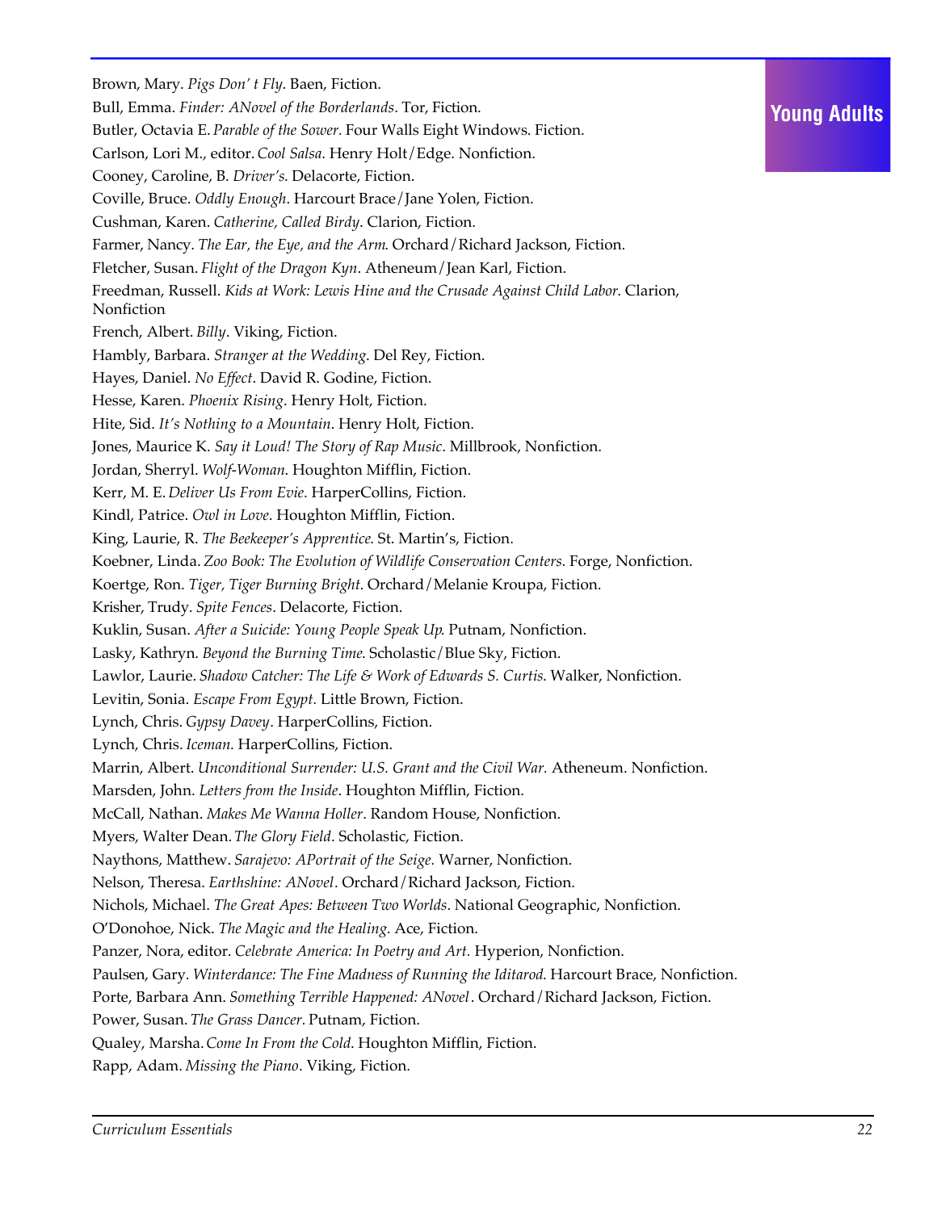## Young Adults

Brown, Mary. *Pigs Don' t Fly*. Baen, Fiction.

Bull, Emma. *Finder: ANovel of the Borderlands*. Tor, Fiction.

Butler, Octavia E. *Parable of the Sower*. Four Walls Eight Windows. Fiction.

Carlson, Lori M., editor. *Cool Salsa*. Henry Holt/Edge. Nonfiction.

Cooney, Caroline, B. *Driver's*. Delacorte, Fiction.

Coville, Bruce. *Oddly Enough*. Harcourt Brace/Jane Yolen, Fiction.

Cushman, Karen. *Catherine, Called Birdy*. Clarion, Fiction.

Farmer, Nancy. *The Ear, the Eye, and the Arm*. Orchard/Richard Jackson, Fiction.

Fletcher, Susan. *Flight of the Dragon Kyn*. Atheneum/Jean Karl, Fiction.

Freedman, Russell. *Kids at Work: Lewis Hine and the Crusade Against Child Labor*. Clarion, Nonfiction

French, Albert. *Billy*. Viking, Fiction.

Hambly, Barbara. *Stranger at the Wedding*. Del Rey, Fiction.

Hayes, Daniel. *No Effect*. David R. Godine, Fiction.

Hesse, Karen. *Phoenix Rising*. Henry Holt, Fiction.

Hite, Sid. *It's Nothing to a Mountain*. Henry Holt, Fiction.

Jones, Maurice K. *Say it Loud! The Story of Rap Music*. Millbrook, Nonfiction.

Jordan, Sherryl. *Wolf-Woman*. Houghton Mifflin, Fiction.

Kerr, M. E. *Deliver Us From Evie*. HarperCollins, Fiction.

Kindl, Patrice. *Owl in Love*. Houghton Mifflin, Fiction.

King, Laurie, R. *The Beekeeper's Apprentice*. St. Martin's, Fiction.

Koebner, Linda. *Zoo Book: The Evolution of Wildlife Conservation Centers*. Forge, Nonfiction.

Koertge, Ron. *Tiger, Tiger Burning Bright*. Orchard/Melanie Kroupa, Fiction.

Krisher, Trudy. *Spite Fences*. Delacorte, Fiction.

Kuklin, Susan. *After a Suicide: Young People Speak Up*. Putnam, Nonfiction.

Lasky, Kathryn. *Beyond the Burning Time*. Scholastic/Blue Sky, Fiction.

Lawlor, Laurie. *Shadow Catcher: The Life & Work of Edwards S. Curtis*. Walker, Nonfiction.

Levitin, Sonia. *Escape From Egypt*. Little Brown, Fiction.

Lynch, Chris. *Gypsy Davey*. HarperCollins, Fiction.

Lynch, Chris. *Iceman*. HarperCollins, Fiction.

Marrin, Albert. *Unconditional Surrender: U.S. Grant and the Civil War*. Atheneum. Nonfiction.

Marsden, John. *Letters from the Inside*. Houghton Mifflin, Fiction.

McCall, Nathan. *Makes Me Wanna Holler*. Random House, Nonfiction.

Myers, Walter Dean. *The Glory Field*. Scholastic, Fiction.

Naythons, Matthew. *Sarajevo: APortrait of the Seige*. Warner, Nonfiction.

Nelson, Theresa. *Earthshine: ANovel*. Orchard/Richard Jackson, Fiction.

Nichols, Michael. *The Great Apes: Between Two Worlds*. National Geographic, Nonfiction.

O'Donohoe, Nick. *The Magic and the Healing*. Ace, Fiction.

Panzer, Nora, editor. *Celebrate America: In Poetry and Art*. Hyperion, Nonfiction.

Paulsen, Gary. *Winterdance: The Fine Madness of Running the Iditarod*. Harcourt Brace, Nonfiction.

Porte, Barbara Ann. *Something Terrible Happened: ANovel*. Orchard/Richard Jackson, Fiction.

Power, Susan. *The Grass Dancer*. Putnam, Fiction.

Qualey, Marsha. *Come In From the Cold*. Houghton Mifflin, Fiction.

Rapp, Adam. *Missing the Piano*. Viking, Fiction.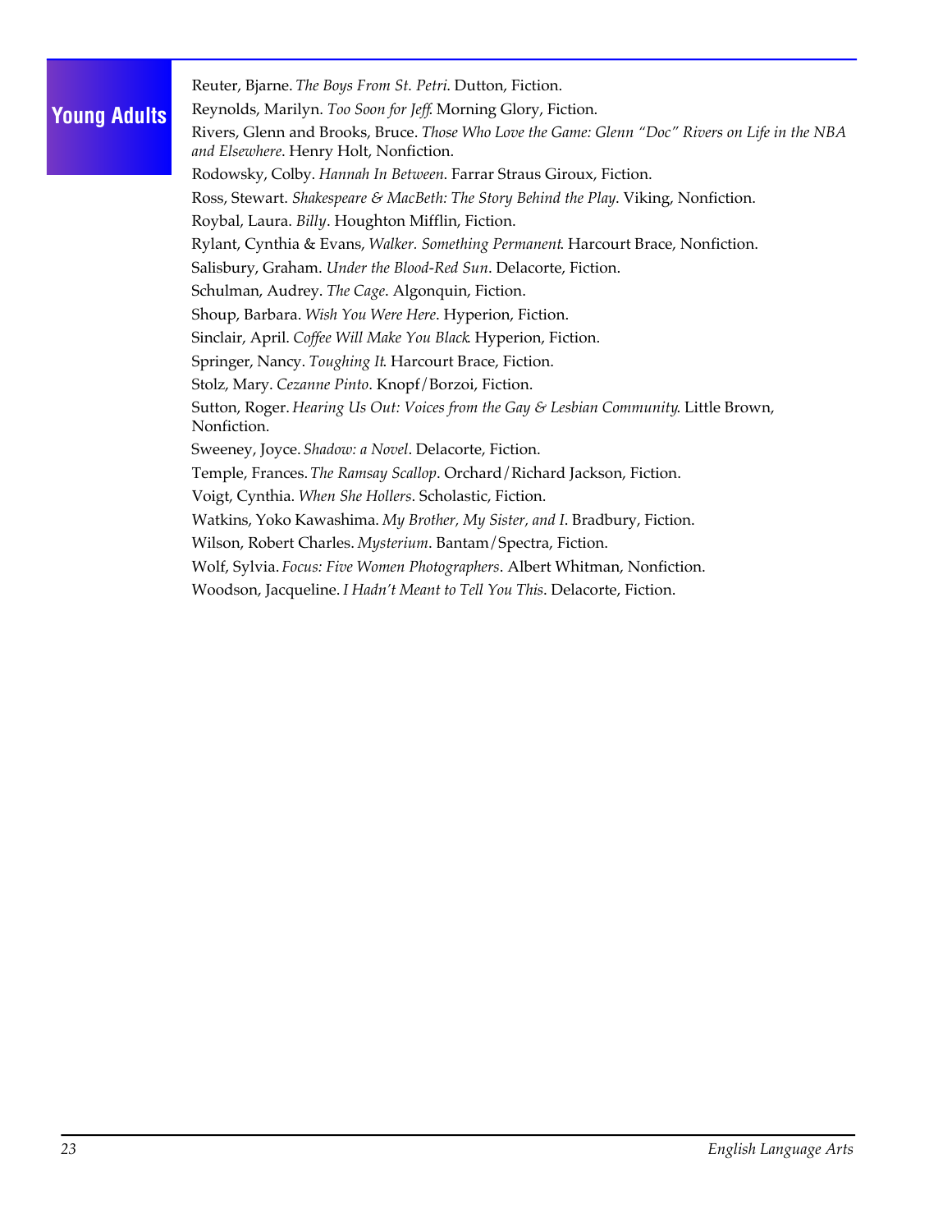## Young Adults

Reuter, Bjarne. *The Boys From St. Petri*. Dutton, Fiction.

Reynolds, Marilyn. *Too Soon for Jeff*. Morning Glory, Fiction.

Rivers, Glenn and Brooks, Bruce. *Those Who Love the Game: Glenn "Doc" Rivers on Life in the NBA and Elsewhere*. Henry Holt, Nonfiction.

Rodowsky, Colby. *Hannah In Between*. Farrar Straus Giroux, Fiction.

Ross, Stewart. *Shakespeare & MacBeth: The Story Behind the Play*. Viking, Nonfiction.

Roybal, Laura. *Billy*. Houghton Mifflin, Fiction.

Rylant, Cynthia & Evans, *Walker. Something Permanent*. Harcourt Brace, Nonfiction.

Salisbury, Graham. *Under the Blood-Red Sun*. Delacorte, Fiction.

Schulman, Audrey. *The Cage*. Algonquin, Fiction.

Shoup, Barbara. *Wish You Were Here*. Hyperion, Fiction.

Sinclair, April. *Coffee Will Make You Black*. Hyperion, Fiction.

Springer, Nancy. *Toughing It*. Harcourt Brace, Fiction.

Stolz, Mary. *Cezanne Pinto*. Knopf/Borzoi, Fiction.

Sutton, Roger. *Hearing Us Out: Voices from the Gay & Lesbian Community*. Little Brown, Nonfiction.

Sweeney, Joyce. *Shadow: a Novel*. Delacorte, Fiction.

Temple, Frances. *The Ramsay Scallop*. Orchard/Richard Jackson, Fiction.

Voigt, Cynthia. *When She Hollers*. Scholastic, Fiction.

Watkins, Yoko Kawashima. *My Brother, My Sister, and I*. Bradbury, Fiction.

Wilson, Robert Charles. *Mysterium*. Bantam/Spectra, Fiction.

Wolf, Sylvia. *Focus: Five Women Photographers*. Albert Whitman, Nonfiction.

Woodson, Jacqueline. *I Hadn't Meant to Tell You This*. Delacorte, Fiction.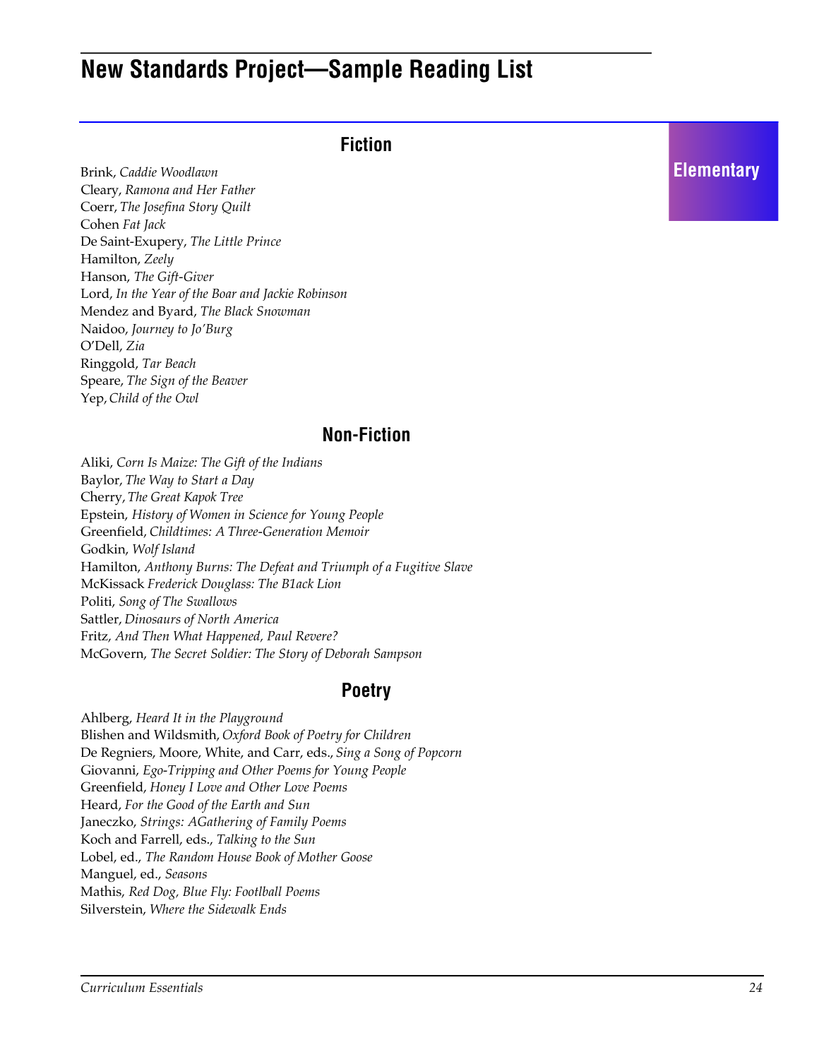# New Standards Project—Sample Reading List

**Elementary**

## Fiction

Brink, *Caddie Woodlawn*
Cleary, *Ramona and Her Father*
Coerr, *The Josefina Story Quilt*
Cohen *Fat Jack*
De Saint-Exupery, *The Little Prince*
Hamilton, *Zeely*
Hanson, *The Gift-Giver*
Lord, *In the Year of the Boar and Jackie Robinson*
Mendez and Byard, *The Black Snowman*
Naidoo, *Journey to Jo'Burg*
O'Dell, *Zia*
Ringgold, *Tar Beach*
Speare, *The Sign of the Beaver*
Yep, *Child of the Owl*

## Non-Fiction

Aliki, *Corn Is Maize: The Gift of the Indians*
Baylor, *The Way to Start a Day*
Cherry, *The Great Kapok Tree*
Epstein, *History of Women in Science for Young People*
Greenfield, *Childtimes: A Three-Generation Memoir*
Godkin, *Wolf Island*
Hamilton, *Anthony Burns: The Defeat and Triumph of a Fugitive Slave*
McKissack *Frederick Douglass: The B1ack Lion*
Politi, *Song of The Swallows*
Sattler, *Dinosaurs of North America*
Fritz, *And Then What Happened, Paul Revere?*
McGovern, *The Secret Soldier: The Story of Deborah Sampson*

## Poetry

Ahlberg, *Heard It in the Playground*
Blishen and Wildsmith, *Oxford Book of Poetry for Children*
De Regniers, Moore, White, and Carr, eds., *Sing a Song of Popcorn*
Giovanni, *Ego-Tripping and Other Poems for Young People*
Greenfield, *Honey I Love and Other Love Poems*
Heard, *For the Good of the Earth and Sun*
Janeczko, *Strings: AGathering of Family Poems*
Koch and Farrell, eds., *Talking to the Sun*
Lobel, ed., *The Random House Book of Mother Goose*
Manguel, ed., *Seasons*
Mathis, *Red Dog, Blue Fly: Footlball Poems*
Silverstein, *Where the Sidewalk Ends*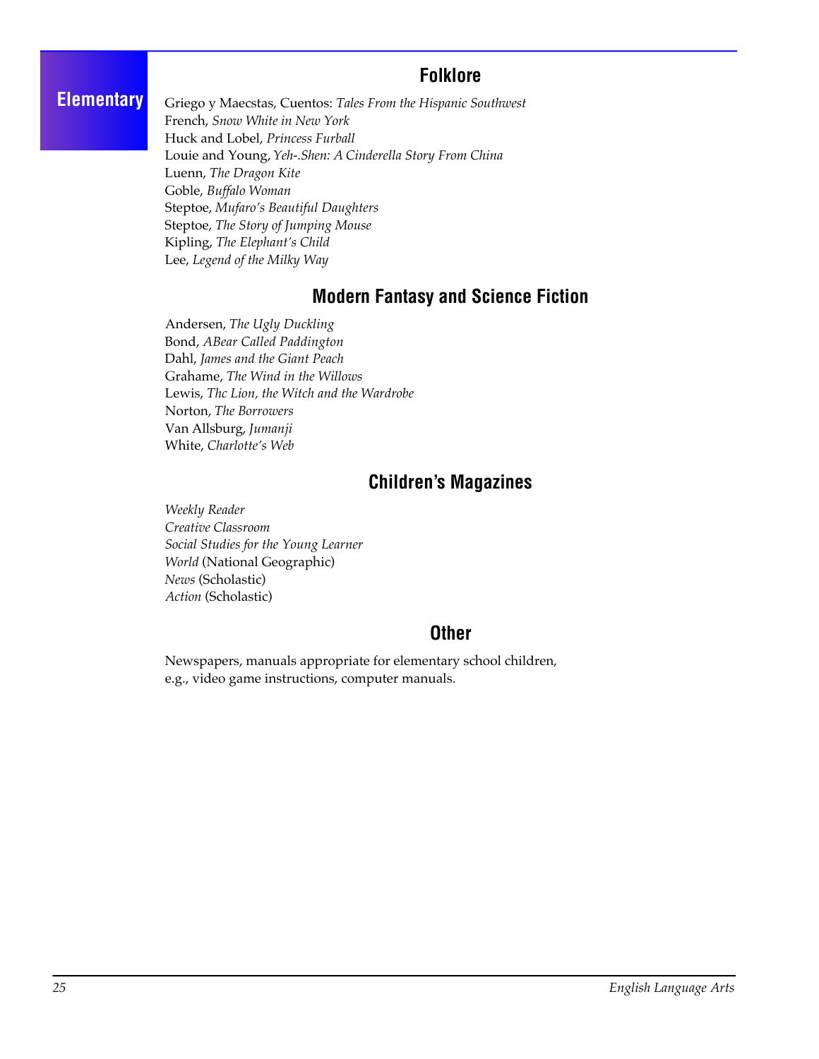**Elementary**

## Folklore

Griego y Maecstas, Cuentos: *Tales From the Hispanic Southwest*
French, *Snow White in New York*
Huck and Lobel, *Princess Furball*
Louie and Young, *Yeh-.Shen: A Cinderella Story From China*
Luenn, *The Dragon Kite*
Goble, *Buffalo Woman*
Steptoe, *Mufaro's Beautiful Daughters*
Steptoe, *The Story of Jumping Mouse*
Kipling, *The Elephant's Child*
Lee, *Legend of the Milky Way*

## Modern Fantasy and Science Fiction

Andersen, *The Ugly Duckling*
Bond, *ABear Called Paddington*
Dahl, *James and the Giant Peach*
Grahame, *The Wind in the Willows*
Lewis, *Thc Lion, the Witch and the Wardrobe*
Norton, *The Borrowers*
Van Allsburg, *Jumanji*
White, *Charlotte's Web*

## Children's Magazines

*Weekly Reader*
*Creative Classroom*
*Social Studies for the Young Learner*
*World* (National Geographic)
*News* (Scholastic)
*Action* (Scholastic)

## Other

Newspapers, manuals appropriate for elementary school children, e.g., video game instructions, computer manuals.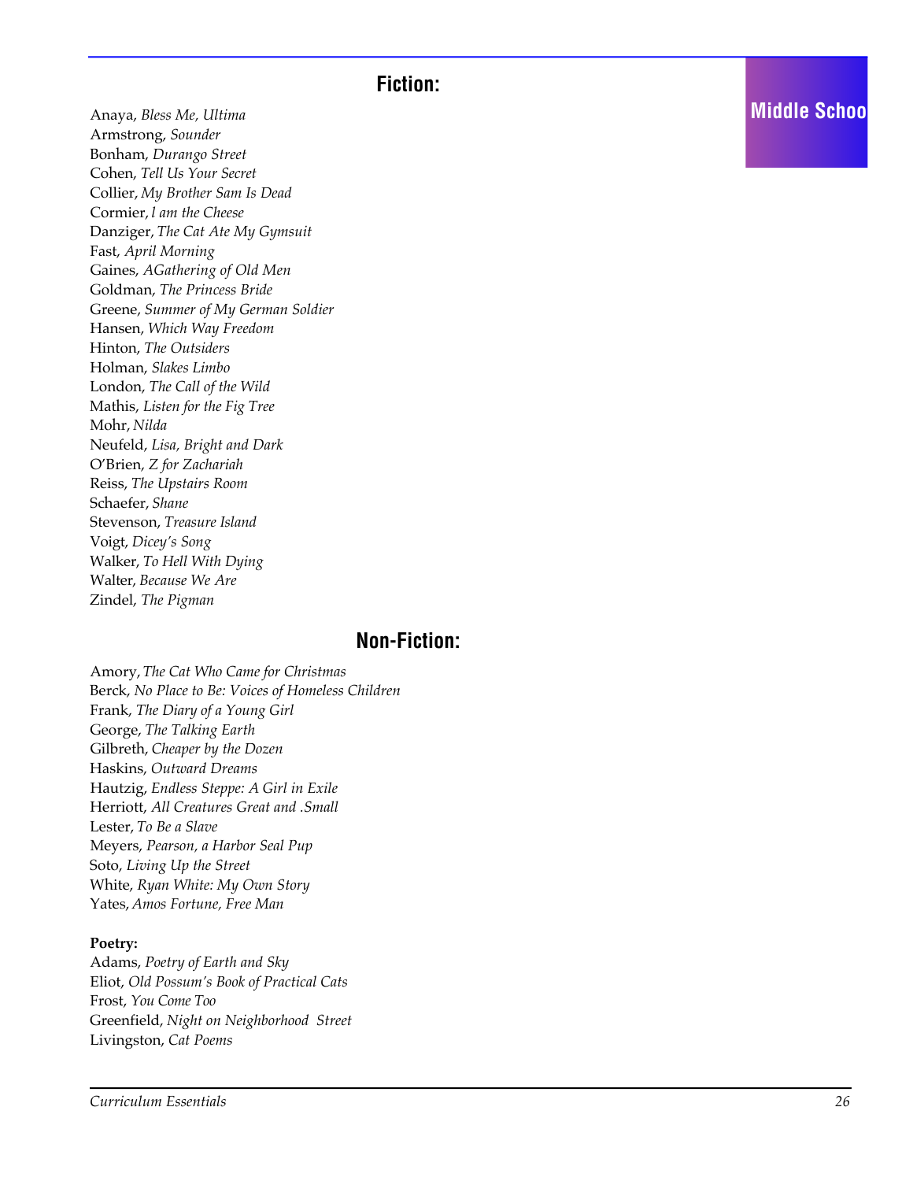## Fiction:

Anaya, *Bless Me, Ultima*
Armstrong, *Sounder*
Bonham, *Durango Street*
Cohen, *Tell Us Your Secret*
Collier, *My Brother Sam Is Dead*
Cormier, *I am the Cheese*
Danziger, *The Cat Ate My Gymsuit*
Fast, *April Morning*
Gaines, *AGathering of Old Men*
Goldman, *The Princess Bride*
Greene, *Summer of My German Soldier*
Hansen, *Which Way Freedom*
Hinton, *The Outsiders*
Holman, *Slakes Limbo*
London, *The Call of the Wild*
Mathis, *Listen for the Fig Tree*
Mohr, *Nilda*
Neufeld, *Lisa, Bright and Dark*
O'Brien, *Z for Zachariah*
Reiss, *The Upstairs Room*
Schaefer, *Shane*
Stevenson, *Treasure Island*
Voigt, *Dicey's Song*
Walker, *To Hell With Dying*
Walter, *Because We Are*
Zindel, *The Pigman*

## Non-Fiction:

Amory, *The Cat Who Came for Christmas*
Berck, *No Place to Be: Voices of Homeless Children*
Frank, *The Diary of a Young Girl*
George, *The Talking Earth*
Gilbreth, *Cheaper by the Dozen*
Haskins, *Outward Dreams*
Hautzig, *Endless Steppe: A Girl in Exile*
Herriott, *All Creatures Great and .Small*
Lester, *To Be a Slave*
Meyers, *Pearson, a Harbor Seal Pup*
Soto, *Living Up the Street*
White, *Ryan White: My Own Story*
Yates, *Amos Fortune, Free Man*

**Poetry:**
Adams, *Poetry of Earth and Sky*
Eliot, *Old Possum's Book of Practical Cats*
Frost, *You Come Too*
Greenfield, *Night on Neighborhood Street*
Livingston, *Cat Poems*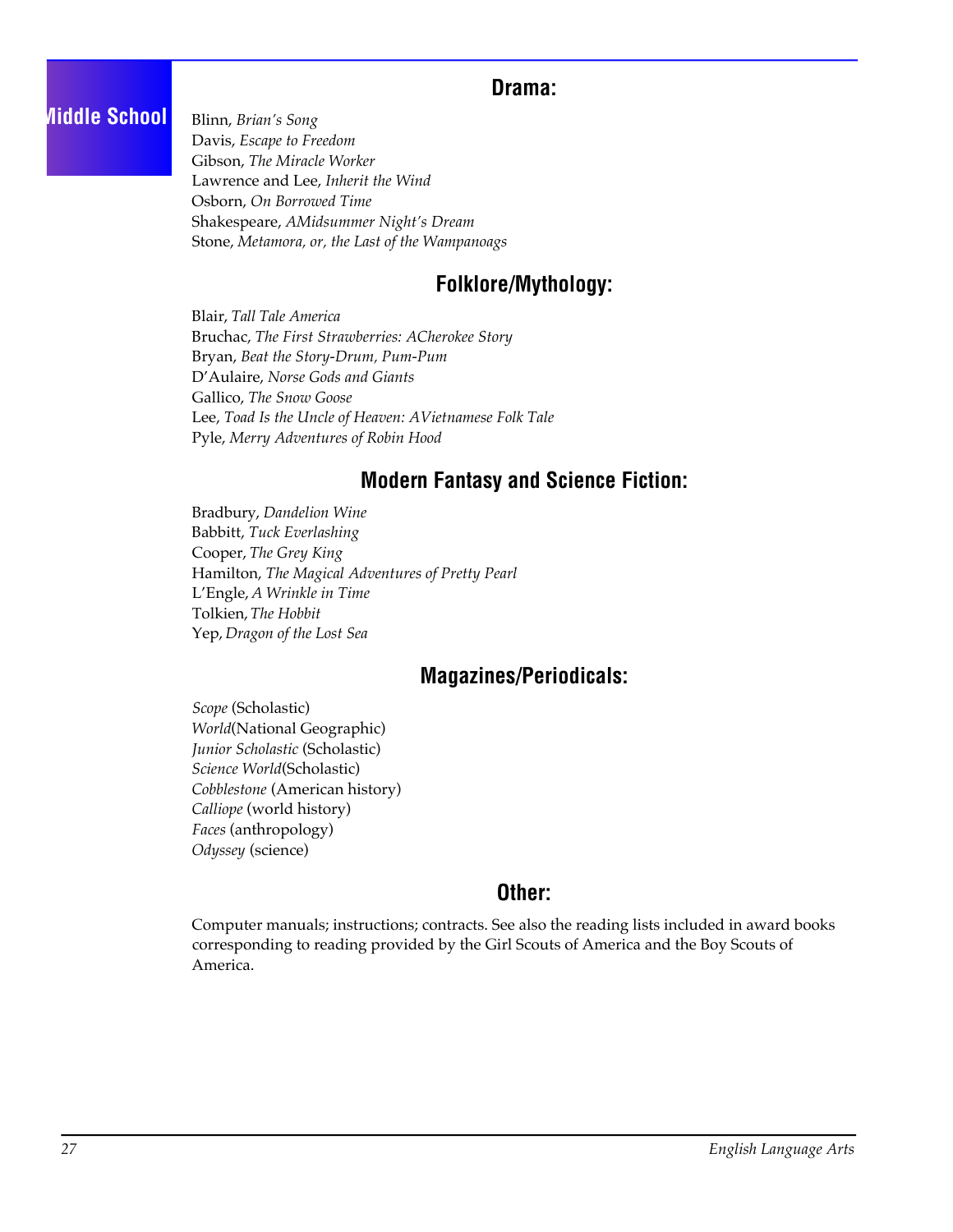## Drama:

Blinn, *Brian's Song*
Davis, *Escape to Freedom*
Gibson, *The Miracle Worker*
Lawrence and Lee, *Inherit the Wind*
Osborn, *On Borrowed Time*
Shakespeare, *AMidsummer Night's Dream*
Stone, *Metamora, or, the Last of the Wampanoags*

## Folklore/Mythology:

Blair, *Tall Tale America*
Bruchac, *The First Strawberries: ACherokee Story*
Bryan, *Beat the Story-Drum, Pum-Pum*
D'Aulaire, *Norse Gods and Giants*
Gallico, *The Snow Goose*
Lee, *Toad Is the Uncle of Heaven: AVietnamese Folk Tale*
Pyle, *Merry Adventures of Robin Hood*

## Modern Fantasy and Science Fiction:

Bradbury, *Dandelion Wine*
Babbitt, *Tuck Everlasting*
Cooper, *The Grey King*
Hamilton, *The Magical Adventures of Pretty Pearl*
L'Engle, *A Wrinkle in Time*
Tolkien, *The Hobbit*
Yep, *Dragon of the Lost Sea*

## Magazines/Periodicals:

*Scope* (Scholastic)
*World*(National Geographic)
*Junior Scholastic* (Scholastic)
*Science World*(Scholastic)
*Cobblestone* (American history)
*Calliope* (world history)
*Faces* (anthropology)
*Odyssey* (science)

## Other:

Computer manuals; instructions; contracts. See also the reading lists included in award books corresponding to reading provided by the Girl Scouts of America and the Boy Scouts of America.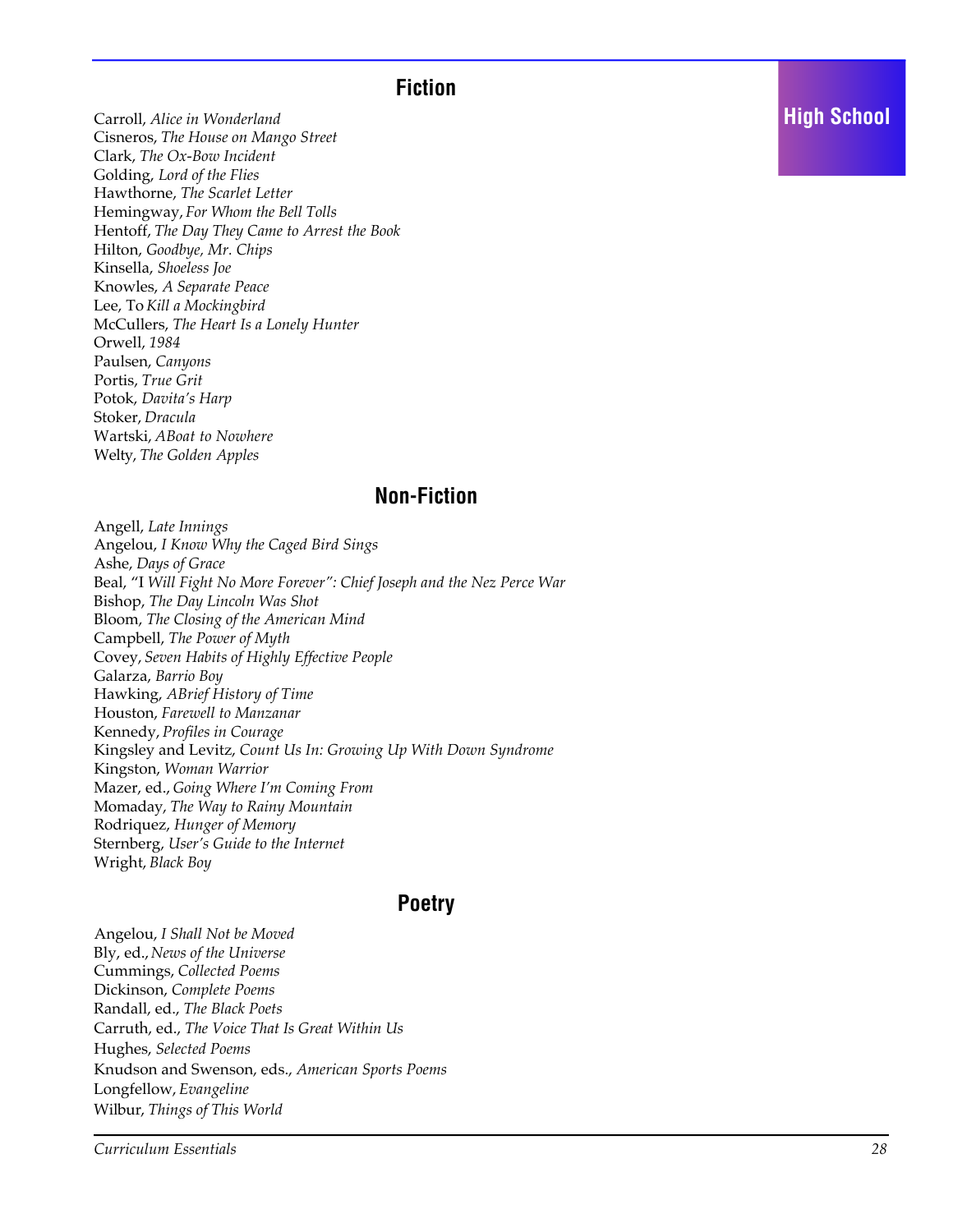## Fiction

Carroll, *Alice in Wonderland*
Cisneros, *The House on Mango Street*
Clark, *The Ox-Bow Incident*
Golding, *Lord of the Flies*
Hawthorne, *The Scarlet Letter*
Hemingway, *For Whom the Bell Tolls*
Hentoff, *The Day They Came to Arrest the Book*
Hilton, *Goodbye, Mr. Chips*
Kinsella, *Shoeless Joe*
Knowles, *A Separate Peace*
Lee, To *Kill a Mockingbird*
McCullers, *The Heart Is a Lonely Hunter*
Orwell, *1984*
Paulsen, *Canyons*
Portis, *True Grit*
Potok, *Davita's Harp*
Stoker, *Dracula*
Wartski, *ABoat to Nowhere*
Welty, *The Golden Apples*

## Non-Fiction

Angell, *Late Innings*
Angelou, *I Know Why the Caged Bird Sings*
Ashe, *Days of Grace*
Beal, "I *Will Fight No More Forever": Chief Joseph and the Nez Perce War*
Bishop, *The Day Lincoln Was Shot*
Bloom, *The Closing of the American Mind*
Campbell, *The Power of Myth*
Covey, *Seven Habits of Highly Effective People*
Galarza, *Barrio Boy*
Hawking, *ABrief History of Time*
Houston, *Farewell to Manzanar*
Kennedy, *Profiles in Courage*
Kingsley and Levitz, *Count Us In: Growing Up With Down Syndrome*
Kingston, *Woman Warrior*
Mazer, ed., *Going Where I'm Coming From*
Momaday, *The Way to Rainy Mountain*
Rodriquez, *Hunger of Memory*
Sternberg, *User's Guide to the Internet*
Wright, *Black Boy*

## Poetry

Angelou, *I Shall Not be Moved*
Bly, ed., *News of the Universe*
Cummings, *Collected Poems*
Dickinson, *Complete Poems*
Randall, ed., *The Black Poets*
Carruth, ed., *The Voice That Is Great Within Us*
Hughes, *Selected Poems*
Knudson and Swenson, eds., *American Sports Poems*
Longfellow, *Evangeline*
Wilbur, *Things of This World*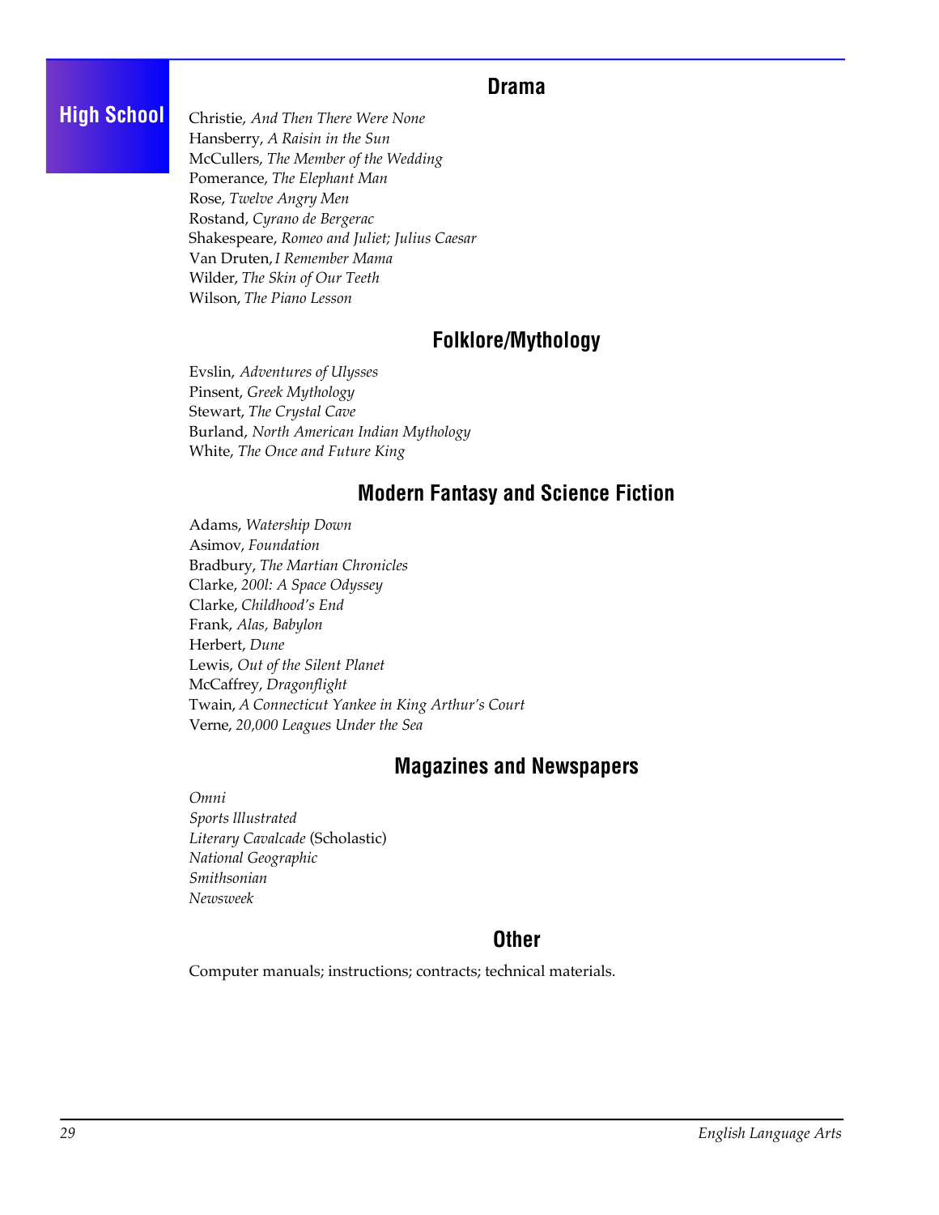# High School

## Drama

Christie, *And Then There Were None*
Hansberry, *A Raisin in the Sun*
McCullers, *The Member of the Wedding*
Pomerance, *The Elephant Man*
Rose, *Twelve Angry Men*
Rostand, *Cyrano de Bergerac*
Shakespeare, *Romeo and Juliet; Julius Caesar*
Van Druten, *I Remember Mama*
Wilder, *The Skin of Our Teeth*
Wilson, *The Piano Lesson*

## Folklore/Mythology

Evslin, *Adventures of Ulysses*
Pinsent, *Greek Mythology*
Stewart, *The Crystal Cave*
Burland, *North American Indian Mythology*
White, *The Once and Future King*

## Modern Fantasy and Science Fiction

Adams, *Watership Down*
Asimov, *Foundation*
Bradbury, *The Martian Chronicles*
Clarke, *200l: A Space Odyssey*
Clarke, *Childhood's End*
Frank, *Alas, Babylon*
Herbert, *Dune*
Lewis, *Out of the Silent Planet*
McCaffrey, *Dragonflight*
Twain, *A Connecticut Yankee in King Arthur's Court*
Verne, *20,000 Leagues Under the Sea*

## Magazines and Newspapers

*Omni*
*Sports lllustrated*
*Literary Cavalcade* (Scholastic)
*National Geographic*
*Smithsonian*
*Newsweek*

## Other

Computer manuals; instructions; contracts; technical materials.